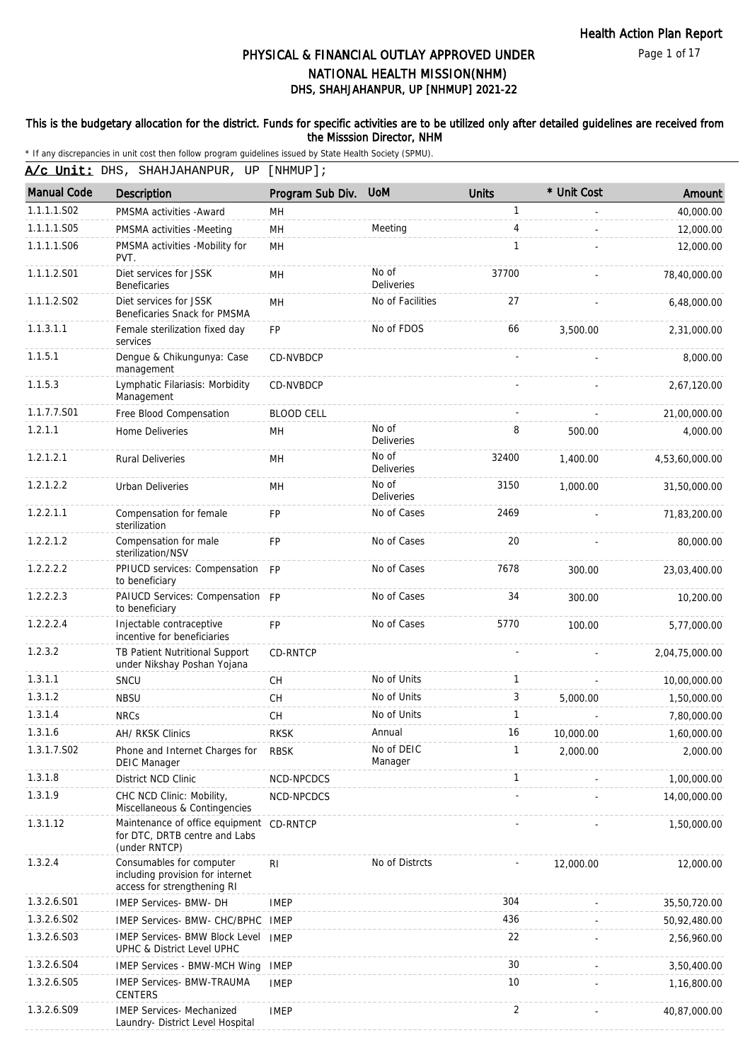# PHYSICAL & FINANCIAL OUTLAY APPROVED UNDER NATIONAL HEALTH MISSION(NHM)

## DHS, SHAHJAHANPUR, UP [NHMUP] 2021-22

**This is the budgetary allocation for the district. Funds for specific activities are to be utilized only after detailed guidelines are received from the Misssion Director, NHM**

* If any discrepancies in unit cost then follow program guidelines issued by State Health Society (SPMU).

**A/c Unit:** DHS, SHAHJAHANPUR, UP [NHMUP];

| Manual Code | Description | Program Sub Div. | UoM | Units | * Unit Cost | Amount |
|---|---|---|---|---|---|---|
| 1.1.1.1.S02 | PMSMA activities -Award | MH | | 1 | - | 40,000.00 |
| 1.1.1.1.S05 | PMSMA activities -Meeting | MH | Meeting | 4 | - | 12,000.00 |
| 1.1.1.1.S06 | PMSMA activities -Mobility for PVT. | MH | | 1 | - | 12,000.00 |
| 1.1.1.2.S01 | Diet services for JSSK Beneficaries | MH | No of Deliveries | 37700 | - | 78,40,000.00 |
| 1.1.1.2.S02 | Diet services for JSSK Beneficaries Snack for PMSMA | MH | No of Facilities | 27 | - | 6,48,000.00 |
| 1.1.3.1.1 | Female sterilization fixed day services | FP | No of FDOS | 66 | 3,500.00 | 2,31,000.00 |
| 1.1.5.1 | Dengue & Chikungunya: Case management | CD-NVBDCP | | - | - | 8,000.00 |
| 1.1.5.3 | Lymphatic Filariasis: Morbidity Management | CD-NVBDCP | | - | - | 2,67,120.00 |
| 1.1.7.7.S01 | Free Blood Compensation | BLOOD CELL | | - | - | 21,00,000.00 |
| 1.2.1.1 | Home Deliveries | MH | No of Deliveries | 8 | 500.00 | 4,000.00 |
| 1.2.1.2.1 | Rural Deliveries | MH | No of Deliveries | 32400 | 1,400.00 | 4,53,60,000.00 |
| 1.2.1.2.2 | Urban Deliveries | MH | No of Deliveries | 3150 | 1,000.00 | 31,50,000.00 |
| 1.2.2.1.1 | Compensation for female sterilization | FP | No of Cases | 2469 | - | 71,83,200.00 |
| 1.2.2.1.2 | Compensation for male sterilization/NSV | FP | No of Cases | 20 | - | 80,000.00 |
| 1.2.2.2.2 | PPIUCD services: Compensation to beneficiary | FP | No of Cases | 7678 | 300.00 | 23,03,400.00 |
| 1.2.2.2.3 | PAIUCD Services: Compensation to beneficiary | FP | No of Cases | 34 | 300.00 | 10,200.00 |
| 1.2.2.2.4 | Injectable contraceptive incentive for beneficiaries | FP | No of Cases | 5770 | 100.00 | 5,77,000.00 |
| 1.2.3.2 | TB Patient Nutritional Support under Nikshay Poshan Yojana | CD-RNTCP | | - | - | 2,04,75,000.00 |
| 1.3.1.1 | SNCU | CH | No of Units | 1 | - | 10,00,000.00 |
| 1.3.1.2 | NBSU | CH | No of Units | 3 | 5,000.00 | 1,50,000.00 |
| 1.3.1.4 | NRCs | CH | No of Units | 1 | - | 7,80,000.00 |
| 1.3.1.6 | AH/ RKSK Clinics | RKSK | Annual | 16 | 10,000.00 | 1,60,000.00 |
| 1.3.1.7.S02 | Phone and Internet Charges for DEIC Manager | RBSK | No of DEIC Manager | 1 | 2,000.00 | 2,000.00 |
| 1.3.1.8 | District NCD Clinic | NCD-NPCDCS | | 1 | - | 1,00,000.00 |
| 1.3.1.9 | CHC NCD Clinic: Mobility, Miscellaneous & Contingencies | NCD-NPCDCS | | - | - | 14,00,000.00 |
| 1.3.1.12 | Maintenance of office equipment for DTC, DRTB centre and Labs (under RNTCP) | CD-RNTCP | | - | - | 1,50,000.00 |
| 1.3.2.4 | Consumables for computer including provision for internet access for strengthening RI | RI | No of Distrcts | - | 12,000.00 | 12,000.00 |
| 1.3.2.6.S01 | IMEP Services- BMW- DH | IMEP | | 304 | - | 35,50,720.00 |
| 1.3.2.6.S02 | IMEP Services- BMW- CHC/BPHC | IMEP | | 436 | - | 50,92,480.00 |
| 1.3.2.6.S03 | IMEP Services- BMW Block Level UPHC & District Level UPHC | IMEP | | 22 | - | 2,56,960.00 |
| 1.3.2.6.S04 | IMEP Services - BMW-MCH Wing | IMEP | | 30 | - | 3,50,400.00 |
| 1.3.2.6.S05 | IMEP Services- BMW-TRAUMA CENTERS | IMEP | | 10 | - | 1,16,800.00 |
| 1.3.2.6.S09 | IMEP Services- Mechanized Laundry- District Level Hospital | IMEP | | 2 | - | 40,87,000.00 |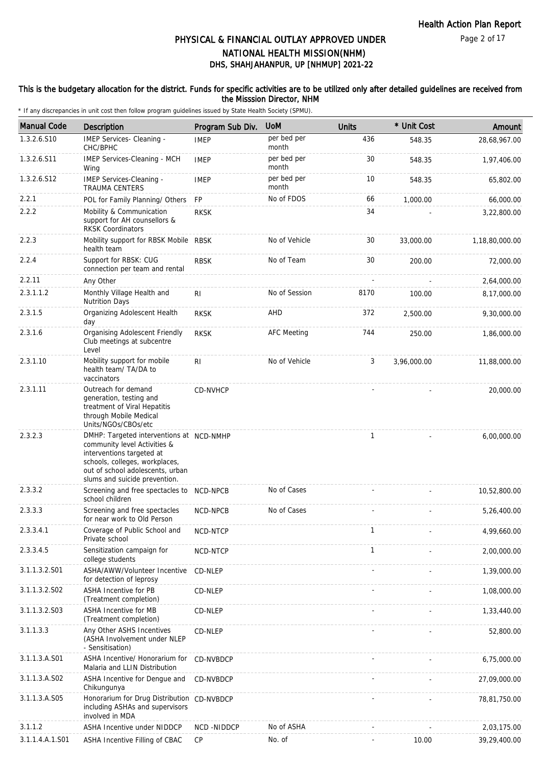# PHYSICAL & FINANCIAL OUTLAY APPROVED UNDER NATIONAL HEALTH MISSION(NHM)
## DHS, SHAHJAHANPUR, UP [NHMUP] 2021-22

**This is the budgetary allocation for the district. Funds for specific activities are to be utilized only after detailed guidelines are received from the Misssion Director, NHM**

\* If any discrepancies in unit cost then follow program guidelines issued by State Health Society (SPMU).

| Manual Code | Description | Program Sub Div. | UoM | Units | * Unit Cost | Amount |
|---|---|---|---|---|---|---|
| 1.3.2.6.S10 | IMEP Services- Cleaning - CHC/BPHC | IMEP | per bed per month | 436 | 548.35 | 28,68,967.00 |
| 1.3.2.6.S11 | IMEP Services-Cleaning - MCH Wing | IMEP | per bed per month | 30 | 548.35 | 1,97,406.00 |
| 1.3.2.6.S12 | IMEP Services-Cleaning - TRAUMA CENTERS | IMEP | per bed per month | 10 | 548.35 | 65,802.00 |
| 2.2.1 | POL for Family Planning/ Others | FP | No of FDOS | 66 | 1,000.00 | 66,000.00 |
| 2.2.2 | Mobility & Communication support for AH counsellors & RKSK Coordinators | RKSK | | 34 | - | 3,22,800.00 |
| 2.2.3 | Mobility support for RBSK Mobile health team | RBSK | No of Vehicle | 30 | 33,000.00 | 1,18,80,000.00 |
| 2.2.4 | Support for RBSK: CUG connection per team and rental | RBSK | No of Team | 30 | 200.00 | 72,000.00 |
| 2.2.11 | Any Other | | | - | - | 2,64,000.00 |
| 2.3.1.1.2 | Monthly Village Health and Nutrition Days | RI | No of Session | 8170 | 100.00 | 8,17,000.00 |
| 2.3.1.5 | Organizing Adolescent Health day | RKSK | AHD | 372 | 2,500.00 | 9,30,000.00 |
| 2.3.1.6 | Organising Adolescent Friendly Club meetings at subcentre Level | RKSK | AFC Meeting | 744 | 250.00 | 1,86,000.00 |
| 2.3.1.10 | Mobility support for mobile health team/ TA/DA to vaccinators | RI | No of Vehicle | 3 | 3,96,000.00 | 11,88,000.00 |
| 2.3.1.11 | Outreach for demand generation, testing and treatment of Viral Hepatitis through Mobile Medical Units/NGOs/CBOs/etc | CD-NVHCP | | - | - | 20,000.00 |
| 2.3.2.3 | DMHP: Targeted interventions at community level Activities & interventions targeted at schools, colleges, workplaces, out of school adolescents, urban slums and suicide prevention. | NCD-NMHP | | 1 | - | 6,00,000.00 |
| 2.3.3.2 | Screening and free spectacles to school children | NCD-NPCB | No of Cases | - | - | 10,52,800.00 |
| 2.3.3.3 | Screening and free spectacles for near work to Old Person | NCD-NPCB | No of Cases | - | - | 5,26,400.00 |
| 2.3.3.4.1 | Coverage of Public School and Private school | NCD-NTCP | | 1 | - | 4,99,660.00 |
| 2.3.3.4.5 | Sensitization campaign for college students | NCD-NTCP | | 1 | - | 2,00,000.00 |
| 3.1.1.3.2.S01 | ASHA/AWW/Volunteer Incentive for detection of leprosy | CD-NLEP | | - | - | 1,39,000.00 |
| 3.1.1.3.2.S02 | ASHA Incentive for PB (Treatment completion) | CD-NLEP | | - | - | 1,08,000.00 |
| 3.1.1.3.2.S03 | ASHA Incentive for MB (Treatment completion) | CD-NLEP | | - | - | 1,33,440.00 |
| 3.1.1.3.3 | Any Other ASHS Incentives (ASHA Involvement under NLEP - Sensitisation) | CD-NLEP | | - | - | 52,800.00 |
| 3.1.1.3.A.S01 | ASHA Incentive/ Honorarium for Malaria and LLIN Distribution | CD-NVBDCP | | - | - | 6,75,000.00 |
| 3.1.1.3.A.S02 | ASHA Incentive for Dengue and Chikungunya | CD-NVBDCP | | - | - | 27,09,000.00 |
| 3.1.1.3.A.S05 | Honorarium for Drug Distribution including ASHAs and supervisors involved in MDA | CD-NVBDCP | | - | - | 78,81,750.00 |
| 3.1.1.2 | ASHA Incentive under NIDDCP | NCD -NIDDCP | No of ASHA | - | - | 2,03,175.00 |
| 3.1.1.4.A.1.S01 | ASHA Incentive Filling of CBAC | CP | No. of | - | 10.00 | 39,29,400.00 |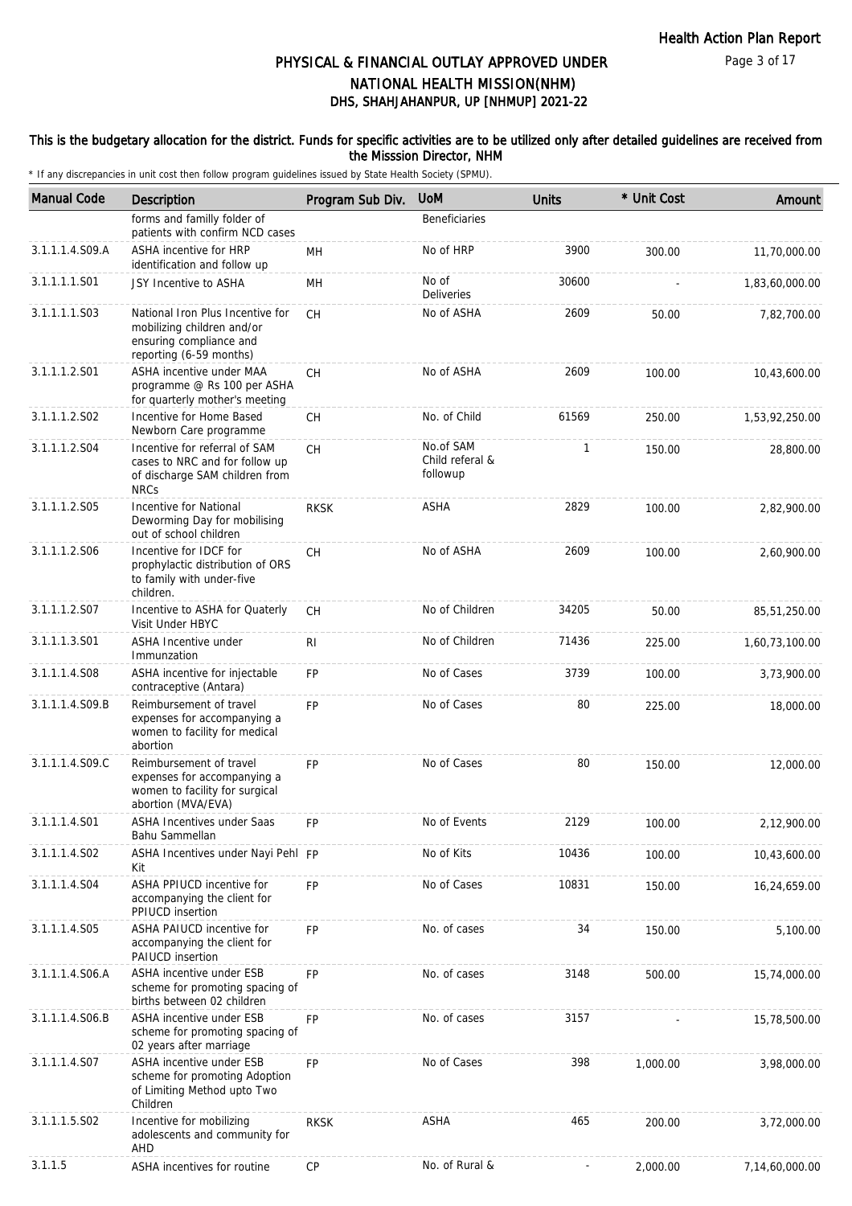# PHYSICAL & FINANCIAL OUTLAY APPROVED UNDER NATIONAL HEALTH MISSION(NHM)

## DHS, SHAHJAHANPUR, UP [NHMUP] 2021-22

### This is the budgetary allocation for the district. Funds for specific activities are to be utilized only after detailed guidelines are received from the Misssion Director, NHM

\* If any discrepancies in unit cost then follow program guidelines issued by State Health Society (SPMU).

| Manual Code | Description | Program Sub Div. | UoM | Units | * Unit Cost | Amount |
|---|---|---|---|---|---|---|
| | forms and familly folder of patients with confirm NCD cases | | Beneficiaries | | | |
| 3.1.1.1.4.S09.A | ASHA incentive for HRP identification and follow up | MH | No of HRP | 3900 | 300.00 | 11,70,000.00 |
| 3.1.1.1.1.S01 | JSY Incentive to ASHA | MH | No of Deliveries | 30600 | - | 1,83,60,000.00 |
| 3.1.1.1.1.S03 | National Iron Plus Incentive for mobilizing children and/or ensuring compliance and reporting (6-59 months) | CH | No of ASHA | 2609 | 50.00 | 7,82,700.00 |
| 3.1.1.1.2.S01 | ASHA incentive under MAA programme @ Rs 100 per ASHA for quarterly mother's meeting | CH | No of ASHA | 2609 | 100.00 | 10,43,600.00 |
| 3.1.1.1.2.S02 | Incentive for Home Based Newborn Care programme | CH | No. of Child | 61569 | 250.00 | 1,53,92,250.00 |
| 3.1.1.1.2.S04 | Incentive for referral of SAM cases to NRC and for follow up of discharge SAM children from NRCs | CH | No.of SAM Child referal & followup | 1 | 150.00 | 28,800.00 |
| 3.1.1.1.2.S05 | Incentive for National Deworming Day for mobilising out of school children | RKSK | ASHA | 2829 | 100.00 | 2,82,900.00 |
| 3.1.1.1.2.S06 | Incentive for IDCF for prophylactic distribution of ORS to family with under-five children. | CH | No of ASHA | 2609 | 100.00 | 2,60,900.00 |
| 3.1.1.1.2.S07 | Incentive to ASHA for Quaterly Visit Under HBYC | CH | No of Children | 34205 | 50.00 | 85,51,250.00 |
| 3.1.1.1.3.S01 | ASHA Incentive under Immunzation | RI | No of Children | 71436 | 225.00 | 1,60,73,100.00 |
| 3.1.1.1.4.S08 | ASHA incentive for injectable contraceptive (Antara) | FP | No of Cases | 3739 | 100.00 | 3,73,900.00 |
| 3.1.1.1.4.S09.B | Reimbursement of travel expenses for accompanying a women to facility for medical abortion | FP | No of Cases | 80 | 225.00 | 18,000.00 |
| 3.1.1.1.4.S09.C | Reimbursement of travel expenses for accompanying a women to facility for surgical abortion (MVA/EVA) | FP | No of Cases | 80 | 150.00 | 12,000.00 |
| 3.1.1.1.4.S01 | ASHA Incentives under Saas Bahu Sammellan | FP | No of Events | 2129 | 100.00 | 2,12,900.00 |
| 3.1.1.1.4.S02 | ASHA Incentives under Nayi Pehl Kit | FP | No of Kits | 10436 | 100.00 | 10,43,600.00 |
| 3.1.1.1.4.S04 | ASHA PPIUCD incentive for accompanying the client for PPIUCD insertion | FP | No of Cases | 10831 | 150.00 | 16,24,659.00 |
| 3.1.1.1.4.S05 | ASHA PAIUCD incentive for accompanying the client for PAIUCD insertion | FP | No. of cases | 34 | 150.00 | 5,100.00 |
| 3.1.1.1.4.S06.A | ASHA incentive under ESB scheme for promoting spacing of births between 02 children | FP | No. of cases | 3148 | 500.00 | 15,74,000.00 |
| 3.1.1.1.4.S06.B | ASHA incentive under ESB scheme for promoting spacing of 02 years after marriage | FP | No. of cases | 3157 | - | 15,78,500.00 |
| 3.1.1.1.4.S07 | ASHA incentive under ESB scheme for promoting Adoption of Limiting Method upto Two Children | FP | No of Cases | 398 | 1,000.00 | 3,98,000.00 |
| 3.1.1.1.5.S02 | Incentive for mobilizing adolescents and community for AHD | RKSK | ASHA | 465 | 200.00 | 3,72,000.00 |
| 3.1.1.5 | ASHA incentives for routine | CP | No. of Rural & | - | 2,000.00 | 7,14,60,000.00 |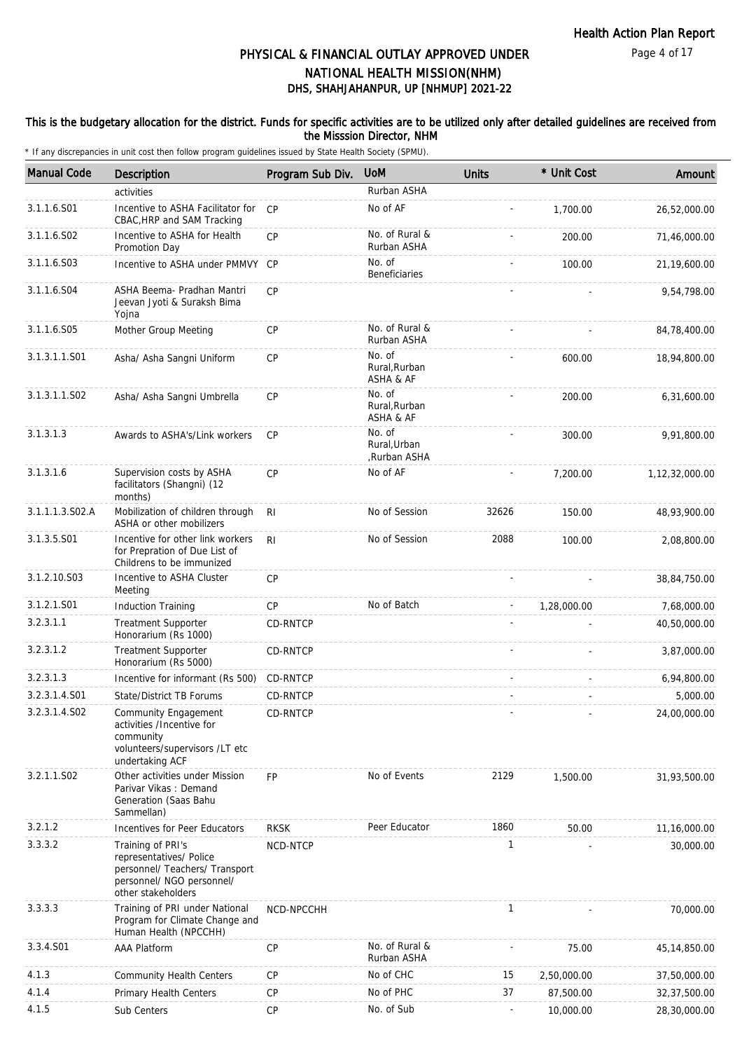# PHYSICAL & FINANCIAL OUTLAY APPROVED UNDER NATIONAL HEALTH MISSION(NHM)

## DHS, SHAHJAHANPUR, UP [NHMUP] 2021-22

**This is the budgetary allocation for the district. Funds for specific activities are to be utilized only after detailed guidelines are received from the Misssion Director, NHM**

\* If any discrepancies in unit cost then follow program guidelines issued by State Health Society (SPMU).

| Manual Code | Description | Program Sub Div. | UoM | Units | * Unit Cost | Amount |
|---|---|---|---|---|---|---|
| | activities | | Rurban ASHA | | | |
| 3.1.1.6.S01 | Incentive to ASHA Facilitator for CBAC,HRP and SAM Tracking | CP | No of AF | - | 1,700.00 | 26,52,000.00 |
| 3.1.1.6.S02 | Incentive to ASHA for Health Promotion Day | CP | No. of Rural & Rurban ASHA | - | 200.00 | 71,46,000.00 |
| 3.1.1.6.S03 | Incentive to ASHA under PMMVY | CP | No. of Beneficiaries | - | 100.00 | 21,19,600.00 |
| 3.1.1.6.S04 | ASHA Beema- Pradhan Mantri Jeevan Jyoti & Suraksh Bima Yojna | CP | | - | - | 9,54,798.00 |
| 3.1.1.6.S05 | Mother Group Meeting | CP | No. of Rural & Rurban ASHA | - | - | 84,78,400.00 |
| 3.1.3.1.1.S01 | Asha/ Asha Sangni Uniform | CP | No. of Rural,Rurban ASHA & AF | - | 600.00 | 18,94,800.00 |
| 3.1.3.1.1.S02 | Asha/ Asha Sangni Umbrella | CP | No. of Rural,Rurban ASHA & AF | - | 200.00 | 6,31,600.00 |
| 3.1.3.1.3 | Awards to ASHA's/Link workers | CP | No. of Rural,Urban ,Rurban ASHA | - | 300.00 | 9,91,800.00 |
| 3.1.3.1.6 | Supervision costs by ASHA facilitators (Shangni) (12 months) | CP | No of AF | - | 7,200.00 | 1,12,32,000.00 |
| 3.1.1.1.3.S02.A | Mobilization of children through ASHA or other mobilizers | RI | No of Session | 32626 | 150.00 | 48,93,900.00 |
| 3.1.3.5.S01 | Incentive for other link workers for Prepration of Due List of Childrens to be immunized | RI | No of Session | 2088 | 100.00 | 2,08,800.00 |
| 3.1.2.10.S03 | Incentive to ASHA Cluster Meeting | CP | | - | - | 38,84,750.00 |
| 3.1.2.1.S01 | Induction Training | CP | No of Batch | - | 1,28,000.00 | 7,68,000.00 |
| 3.2.3.1.1 | Treatment Supporter Honorarium (Rs 1000) | CD-RNTCP | | - | - | 40,50,000.00 |
| 3.2.3.1.2 | Treatment Supporter Honorarium (Rs 5000) | CD-RNTCP | | - | - | 3,87,000.00 |
| 3.2.3.1.3 | Incentive for informant (Rs 500) | CD-RNTCP | | - | - | 6,94,800.00 |
| 3.2.3.1.4.S01 | State/District TB Forums | CD-RNTCP | | - | - | 5,000.00 |
| 3.2.3.1.4.S02 | Community Engagement activities /Incentive for community volunteers/supervisors /LT etc undertaking ACF | CD-RNTCP | | - | - | 24,00,000.00 |
| 3.2.1.1.S02 | Other activities under Mission Parivar Vikas : Demand Generation (Saas Bahu Sammellan) | FP | No of Events | 2129 | 1,500.00 | 31,93,500.00 |
| 3.2.1.2 | Incentives for Peer Educators | RKSK | Peer Educator | 1860 | 50.00 | 11,16,000.00 |
| 3.3.3.2 | Training of PRI's representatives/ Police personnel/ Teachers/ Transport personnel/ NGO personnel/ other stakeholders | NCD-NTCP | | 1 | - | 30,000.00 |
| 3.3.3.3 | Training of PRI under National Program for Climate Change and Human Health (NPCCHH) | NCD-NPCCHH | | 1 | - | 70,000.00 |
| 3.3.4.S01 | AAA Platform | CP | No. of Rural & Rurban ASHA | - | 75.00 | 45,14,850.00 |
| 4.1.3 | Community Health Centers | CP | No of CHC | 15 | 2,50,000.00 | 37,50,000.00 |
| 4.1.4 | Primary Health Centers | CP | No of PHC | 37 | 87,500.00 | 32,37,500.00 |
| 4.1.5 | Sub Centers | CP | No. of Sub | - | 10,000.00 | 28,30,000.00 |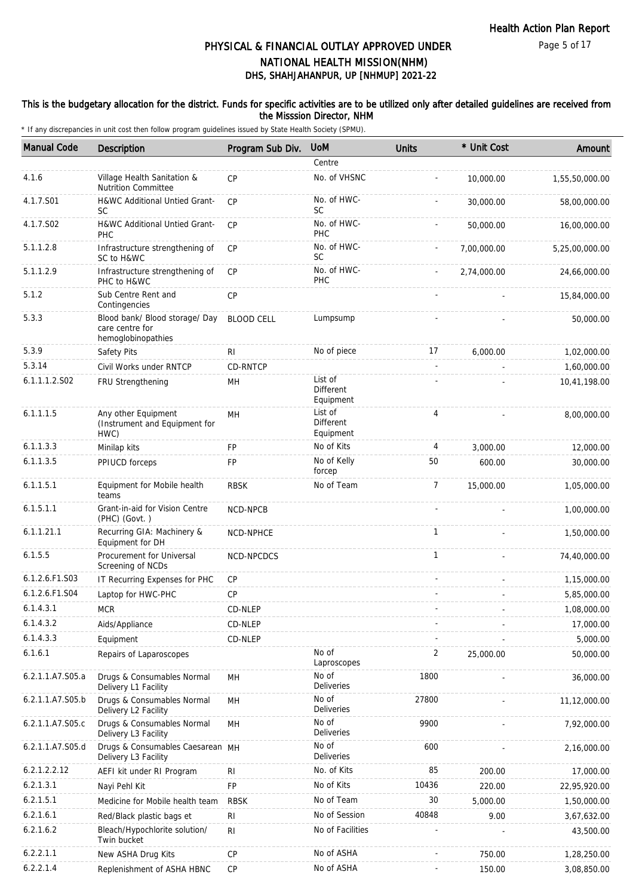## PHYSICAL & FINANCIAL OUTLAY APPROVED UNDER NATIONAL HEALTH MISSION(NHM)
## DHS, SHAHJAHANPUR, UP [NHMUP] 2021-22

**This is the budgetary allocation for the district. Funds for specific activities are to be utilized only after detailed guidelines are received from the Misssion Director, NHM**

\* If any discrepancies in unit cost then follow program guidelines issued by State Health Society (SPMU).

| Manual Code | Description | Program Sub Div. | UoM | Units | * Unit Cost | Amount |
|---|---|---|---|---|---|---|
| | | | Centre | | | |
| 4.1.6 | Village Health Sanitation & Nutrition Committee | CP | No. of VHSNC | - | 10,000.00 | 1,55,50,000.00 |
| 4.1.7.S01 | H&WC Additional Untied Grant-SC | CP | No. of HWC-SC | - | 30,000.00 | 58,00,000.00 |
| 4.1.7.S02 | H&WC Additional Untied Grant-PHC | CP | No. of HWC-PHC | - | 50,000.00 | 16,00,000.00 |
| 5.1.1.2.8 | Infrastructure strengthening of SC to H&WC | CP | No. of HWC-SC | - | 7,00,000.00 | 5,25,00,000.00 |
| 5.1.1.2.9 | Infrastructure strengthening of PHC to H&WC | CP | No. of HWC-PHC | - | 2,74,000.00 | 24,66,000.00 |
| 5.1.2 | Sub Centre Rent and Contingencies | CP | | - | - | 15,84,000.00 |
| 5.3.3 | Blood bank/ Blood storage/ Day care centre for hemoglobinopathies | BLOOD CELL | Lumpsump | - | - | 50,000.00 |
| 5.3.9 | Safety Pits | RI | No of piece | 17 | 6,000.00 | 1,02,000.00 |
| 5.3.14 | Civil Works under RNTCP | CD-RNTCP | | - | - | 1,60,000.00 |
| 6.1.1.1.2.S02 | FRU Strengthening | MH | List of Different Equipment | - | - | 10,41,198.00 |
| 6.1.1.1.5 | Any other Equipment (Instrument and Equipment for HWC) | MH | List of Different Equipment | 4 | - | 8,00,000.00 |
| 6.1.1.3.3 | Minilap kits | FP | No of Kits | 4 | 3,000.00 | 12,000.00 |
| 6.1.1.3.5 | PPIUCD forceps | FP | No of Kelly forcep | 50 | 600.00 | 30,000.00 |
| 6.1.1.5.1 | Equipment for Mobile health teams | RBSK | No of Team | 7 | 15,000.00 | 1,05,000.00 |
| 6.1.5.1.1 | Grant-in-aid for Vision Centre (PHC) (Govt. ) | NCD-NPCB | | - | - | 1,00,000.00 |
| 6.1.1.21.1 | Recurring GIA: Machinery & Equipment for DH | NCD-NPHCE | | 1 | - | 1,50,000.00 |
| 6.1.5.5 | Procurement for Universal Screening of NCDs | NCD-NPCDCS | | 1 | - | 74,40,000.00 |
| 6.1.2.6.F1.S03 | IT Recurring Expenses for PHC | CP | | - | - | 1,15,000.00 |
| 6.1.2.6.F1.S04 | Laptop for HWC-PHC | CP | | - | - | 5,85,000.00 |
| 6.1.4.3.1 | MCR | CD-NLEP | | - | - | 1,08,000.00 |
| 6.1.4.3.2 | Aids/Appliance | CD-NLEP | | - | - | 17,000.00 |
| 6.1.4.3.3 | Equipment | CD-NLEP | | - | - | 5,000.00 |
| 6.1.6.1 | Repairs of Laparoscopes | | No of Laproscopes | 2 | 25,000.00 | 50,000.00 |
| 6.2.1.1.A7.S05.a | Drugs & Consumables Normal Delivery L1 Facility | MH | No of Deliveries | 1800 | - | 36,000.00 |
| 6.2.1.1.A7.S05.b | Drugs & Consumables Normal Delivery L2 Facility | MH | No of Deliveries | 27800 | - | 11,12,000.00 |
| 6.2.1.1.A7.S05.c | Drugs & Consumables Normal Delivery L3 Facility | MH | No of Deliveries | 9900 | - | 7,92,000.00 |
| 6.2.1.1.A7.S05.d | Drugs & Consumables Caesarean Delivery L3 Facility | MH | No of Deliveries | 600 | - | 2,16,000.00 |
| 6.2.1.2.2.12 | AEFI kit under RI Program | RI | No. of Kits | 85 | 200.00 | 17,000.00 |
| 6.2.1.3.1 | Nayi Pehl Kit | FP | No of Kits | 10436 | 220.00 | 22,95,920.00 |
| 6.2.1.5.1 | Medicine for Mobile health team | RBSK | No of Team | 30 | 5,000.00 | 1,50,000.00 |
| 6.2.1.6.1 | Red/Black plastic bags et | RI | No of Session | 40848 | 9.00 | 3,67,632.00 |
| 6.2.1.6.2 | Bleach/Hypochlorite solution/ Twin bucket | RI | No of Facilities | - | - | 43,500.00 |
| 6.2.2.1.1 | New ASHA Drug Kits | CP | No of ASHA | - | 750.00 | 1,28,250.00 |
| 6.2.2.1.4 | Replenishment of ASHA HBNC | CP | No of ASHA | - | 150.00 | 3,08,850.00 |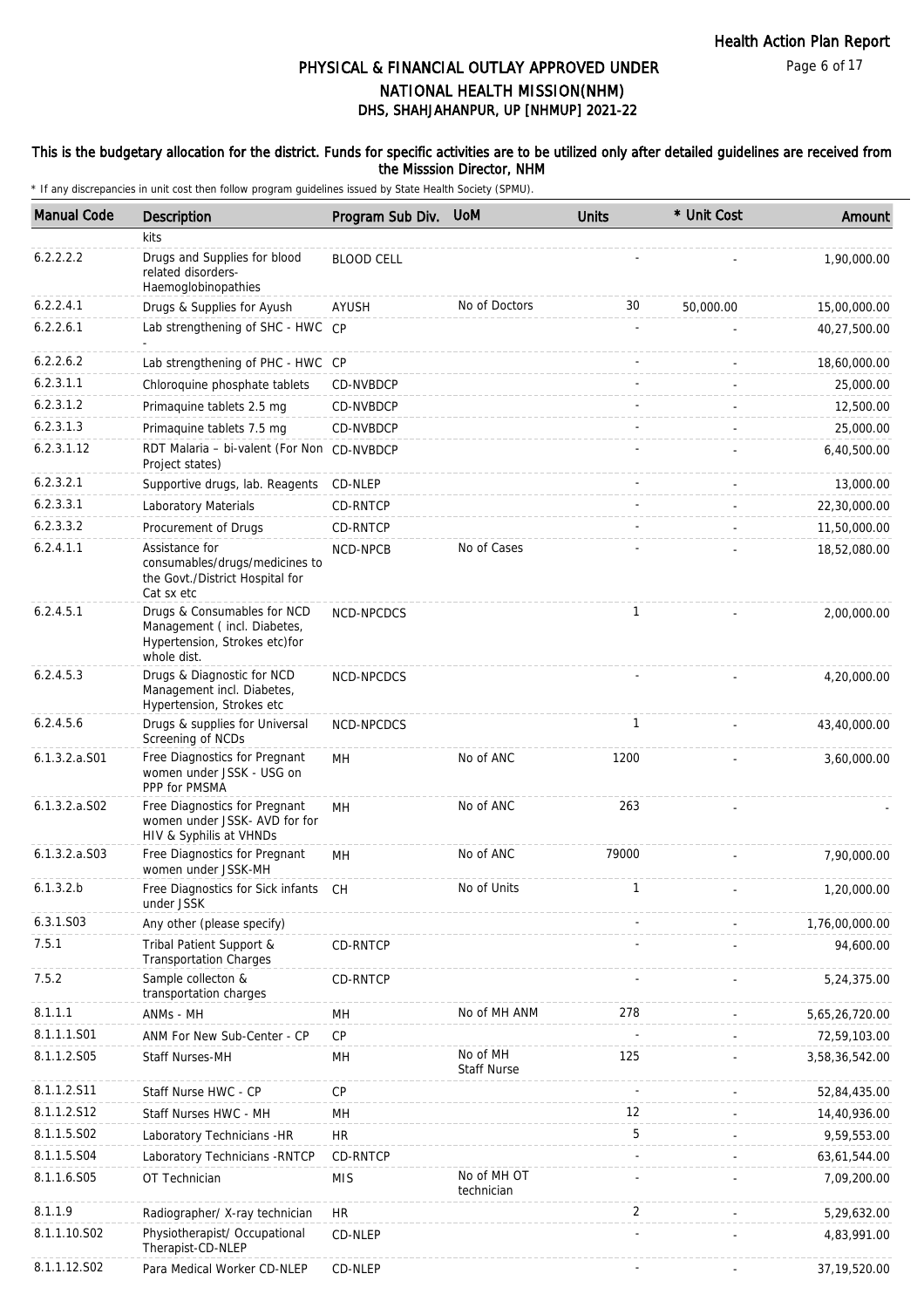# PHYSICAL & FINANCIAL OUTLAY APPROVED UNDER NATIONAL HEALTH MISSION(NHM)
## DHS, SHAHJAHANPUR, UP [NHMUP] 2021-22

**This is the budgetary allocation for the district. Funds for specific activities are to be utilized only after detailed guidelines are received from the Misssion Director, NHM**

\* If any discrepancies in unit cost then follow program guidelines issued by State Health Society (SPMU).

| Manual Code | Description | Program Sub Div. | UoM | Units | * Unit Cost | Amount |
|---|---|---|---|---|---|---|
| | kits | | | | | |
| 6.2.2.2.2 | Drugs and Supplies for blood related disorders-Haemoglobinopathies | BLOOD CELL | | - | - | 1,90,000.00 |
| 6.2.2.4.1 | Drugs & Supplies for Ayush | AYUSH | No of Doctors | 30 | 50,000.00 | 15,00,000.00 |
| 6.2.2.6.1 | Lab strengthening of SHC - HWC - | CP | | - | - | 40,27,500.00 |
| 6.2.2.6.2 | Lab strengthening of PHC - HWC | CP | | - | - | 18,60,000.00 |
| 6.2.3.1.1 | Chloroquine phosphate tablets | CD-NVBDCP | | - | - | 25,000.00 |
| 6.2.3.1.2 | Primaquine tablets 2.5 mg | CD-NVBDCP | | - | - | 12,500.00 |
| 6.2.3.1.3 | Primaquine tablets 7.5 mg | CD-NVBDCP | | - | - | 25,000.00 |
| 6.2.3.1.12 | RDT Malaria – bi-valent (For Non Project states) | CD-NVBDCP | | - | - | 6,40,500.00 |
| 6.2.3.2.1 | Supportive drugs, lab. Reagents | CD-NLEP | | - | - | 13,000.00 |
| 6.2.3.3.1 | Laboratory Materials | CD-RNTCP | | - | - | 22,30,000.00 |
| 6.2.3.3.2 | Procurement of Drugs | CD-RNTCP | | - | - | 11,50,000.00 |
| 6.2.4.1.1 | Assistance for consumables/drugs/medicines to the Govt./District Hospital for Cat sx etc | NCD-NPCB | No of Cases | - | - | 18,52,080.00 |
| 6.2.4.5.1 | Drugs & Consumables for NCD Management ( incl. Diabetes, Hypertension, Strokes etc)for whole dist. | NCD-NPCDCS | | 1 | - | 2,00,000.00 |
| 6.2.4.5.3 | Drugs & Diagnostic for NCD Management incl. Diabetes, Hypertension, Strokes etc | NCD-NPCDCS | | - | - | 4,20,000.00 |
| 6.2.4.5.6 | Drugs & supplies for Universal Screening of NCDs | NCD-NPCDCS | | 1 | - | 43,40,000.00 |
| 6.1.3.2.a.S01 | Free Diagnostics for Pregnant women under JSSK - USG on PPP for PMSMA | MH | No of ANC | 1200 | - | 3,60,000.00 |
| 6.1.3.2.a.S02 | Free Diagnostics for Pregnant women under JSSK- AVD for for HIV & Syphilis at VHNDs | MH | No of ANC | 263 | - | - |
| 6.1.3.2.a.S03 | Free Diagnostics for Pregnant women under JSSK-MH | MH | No of ANC | 79000 | - | 7,90,000.00 |
| 6.1.3.2.b | Free Diagnostics for Sick infants under JSSK | CH | No of Units | 1 | - | 1,20,000.00 |
| 6.3.1.S03 | Any other (please specify) | | | - | - | 1,76,00,000.00 |
| 7.5.1 | Tribal Patient Support & Transportation Charges | CD-RNTCP | | - | - | 94,600.00 |
| 7.5.2 | Sample collecton & transportation charges | CD-RNTCP | | - | - | 5,24,375.00 |
| 8.1.1.1 | ANMs - MH | MH | No of MH ANM | 278 | - | 5,65,26,720.00 |
| 8.1.1.1.S01 | ANM For New Sub-Center - CP | CP | | - | - | 72,59,103.00 |
| 8.1.1.2.S05 | Staff Nurses-MH | MH | No of MH Staff Nurse | 125 | - | 3,58,36,542.00 |
| 8.1.1.2.S11 | Staff Nurse HWC - CP | CP | | - | - | 52,84,435.00 |
| 8.1.1.2.S12 | Staff Nurses HWC - MH | MH | | 12 | - | 14,40,936.00 |
| 8.1.1.5.S02 | Laboratory Technicians -HR | HR | | 5 | - | 9,59,553.00 |
| 8.1.1.5.S04 | Laboratory Technicians -RNTCP | CD-RNTCP | | - | - | 63,61,544.00 |
| 8.1.1.6.S05 | OT Technician | MIS | No of MH OT technician | - | - | 7,09,200.00 |
| 8.1.1.9 | Radiographer/ X-ray technician | HR | | 2 | - | 5,29,632.00 |
| 8.1.1.10.S02 | Physiotherapist/ Occupational Therapist-CD-NLEP | CD-NLEP | | - | - | 4,83,991.00 |
| 8.1.1.12.S02 | Para Medical Worker CD-NLEP | CD-NLEP | | - | - | 37,19,520.00 |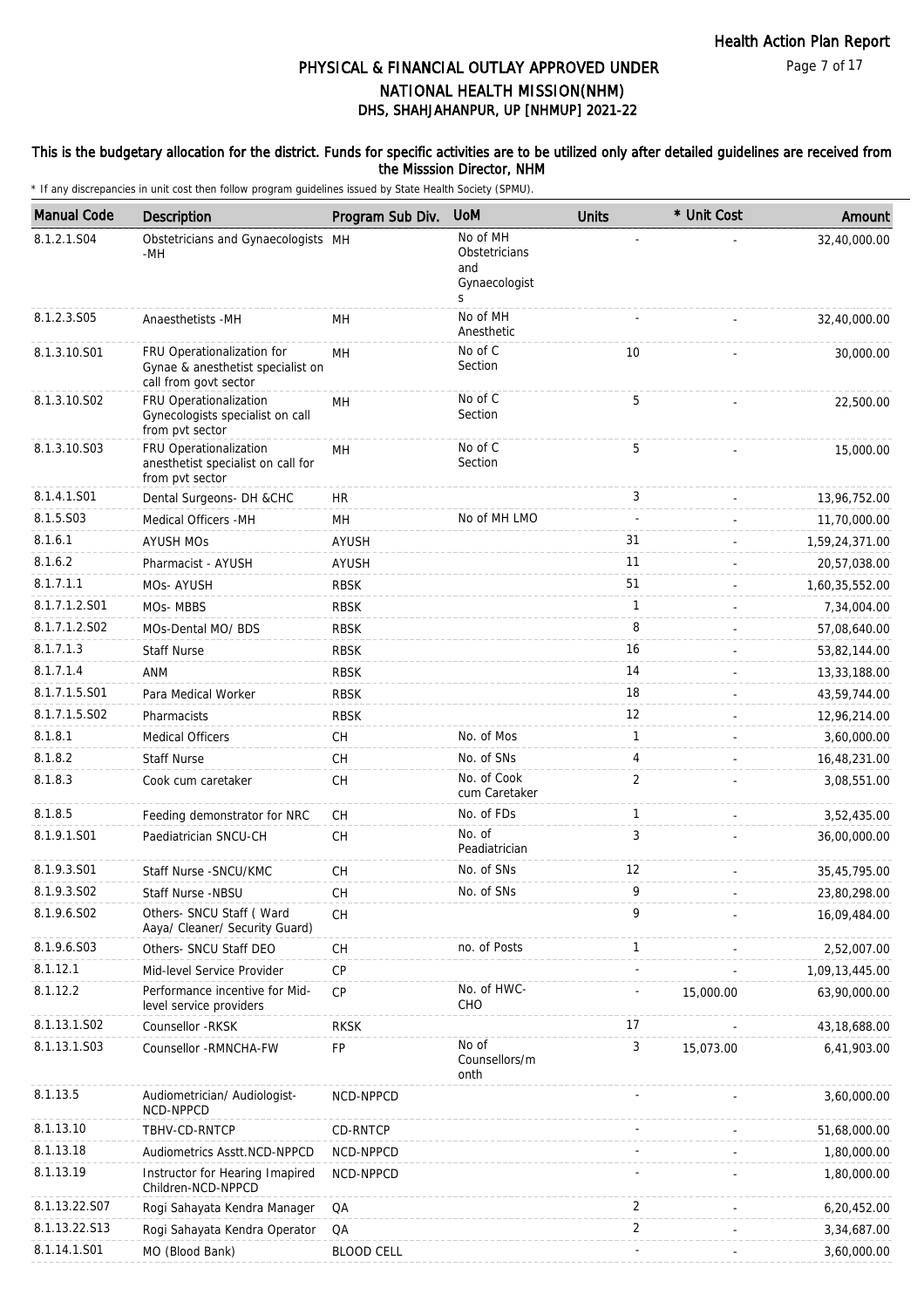# PHYSICAL & FINANCIAL OUTLAY APPROVED UNDER NATIONAL HEALTH MISSION(NHM)
## DHS, SHAHJAHANPUR, UP [NHMUP] 2021-22

**This is the budgetary allocation for the district. Funds for specific activities are to be utilized only after detailed guidelines are received from the Misssion Director, NHM**

\* If any discrepancies in unit cost then follow program guidelines issued by State Health Society (SPMU).

| Manual Code | Description | Program Sub Div. | UoM | Units | * Unit Cost | Amount |
|---|---|---|---|---|---|---|
| 8.1.2.1.S04 | Obstetricians and Gynaecologists -MH | MH | No of MH Obstetricians and Gynaecologists | - | - | 32,40,000.00 |
| 8.1.2.3.S05 | Anaesthetists -MH | MH | No of MH Anesthetic | - | - | 32,40,000.00 |
| 8.1.3.10.S01 | FRU Operationalization for Gynae & anesthetist specialist on call from govt sector | MH | No of C Section | 10 | - | 30,000.00 |
| 8.1.3.10.S02 | FRU Operationalization Gynecologists specialist on call from pvt sector | MH | No of C Section | 5 | - | 22,500.00 |
| 8.1.3.10.S03 | FRU Operationalization anesthetist specialist on call for from pvt sector | MH | No of C Section | 5 | - | 15,000.00 |
| 8.1.4.1.S01 | Dental Surgeons- DH &CHC | HR | | 3 | - | 13,96,752.00 |
| 8.1.5.S03 | Medical Officers -MH | MH | No of MH LMO | - | - | 11,70,000.00 |
| 8.1.6.1 | AYUSH MOs | AYUSH | | 31 | - | 1,59,24,371.00 |
| 8.1.6.2 | Pharmacist - AYUSH | AYUSH | | 11 | - | 20,57,038.00 |
| 8.1.7.1.1 | MOs- AYUSH | RBSK | | 51 | - | 1,60,35,552.00 |
| 8.1.7.1.2.S01 | MOs- MBBS | RBSK | | 1 | - | 7,34,004.00 |
| 8.1.7.1.2.S02 | MOs-Dental MO/ BDS | RBSK | | 8 | - | 57,08,640.00 |
| 8.1.7.1.3 | Staff Nurse | RBSK | | 16 | - | 53,82,144.00 |
| 8.1.7.1.4 | ANM | RBSK | | 14 | - | 13,33,188.00 |
| 8.1.7.1.5.S01 | Para Medical Worker | RBSK | | 18 | - | 43,59,744.00 |
| 8.1.7.1.5.S02 | Pharmacists | RBSK | | 12 | - | 12,96,214.00 |
| 8.1.8.1 | Medical Officers | CH | No. of Mos | 1 | - | 3,60,000.00 |
| 8.1.8.2 | Staff Nurse | CH | No. of SNs | 4 | - | 16,48,231.00 |
| 8.1.8.3 | Cook cum caretaker | CH | No. of Cook cum Caretaker | 2 | - | 3,08,551.00 |
| 8.1.8.5 | Feeding demonstrator for NRC | CH | No. of FDs | 1 | - | 3,52,435.00 |
| 8.1.9.1.S01 | Paediatrician SNCU-CH | CH | No. of Peadiatrician | 3 | - | 36,00,000.00 |
| 8.1.9.3.S01 | Staff Nurse -SNCU/KMC | CH | No. of SNs | 12 | - | 35,45,795.00 |
| 8.1.9.3.S02 | Staff Nurse -NBSU | CH | No. of SNs | 9 | - | 23,80,298.00 |
| 8.1.9.6.S02 | Others- SNCU Staff ( Ward Aaya/ Cleaner/ Security Guard) | CH | | 9 | - | 16,09,484.00 |
| 8.1.9.6.S03 | Others- SNCU Staff DEO | CH | no. of Posts | 1 | - | 2,52,007.00 |
| 8.1.12.1 | Mid-level Service Provider | CP | | - | - | 1,09,13,445.00 |
| 8.1.12.2 | Performance incentive for Mid-level service providers | CP | No. of HWC-CHO | - | 15,000.00 | 63,90,000.00 |
| 8.1.13.1.S02 | Counsellor -RKSK | RKSK | | 17 | - | 43,18,688.00 |
| 8.1.13.1.S03 | Counsellor -RMNCHA-FW | FP | No of Counsellors/month | 3 | 15,073.00 | 6,41,903.00 |
| 8.1.13.5 | Audiometrician/ Audiologist-NCD-NPPCD | NCD-NPPCD | | - | - | 3,60,000.00 |
| 8.1.13.10 | TBHV-CD-RNTCP | CD-RNTCP | | - | - | 51,68,000.00 |
| 8.1.13.18 | Audiometrics Asstt.NCD-NPPCD | NCD-NPPCD | | - | - | 1,80,000.00 |
| 8.1.13.19 | Instructor for Hearing Imapired Children-NCD-NPPCD | NCD-NPPCD | | - | - | 1,80,000.00 |
| 8.1.13.22.S07 | Rogi Sahayata Kendra Manager | QA | | 2 | - | 6,20,452.00 |
| 8.1.13.22.S13 | Rogi Sahayata Kendra Operator | QA | | 2 | - | 3,34,687.00 |
| 8.1.14.1.S01 | MO (Blood Bank) | BLOOD CELL | | - | - | 3,60,000.00 |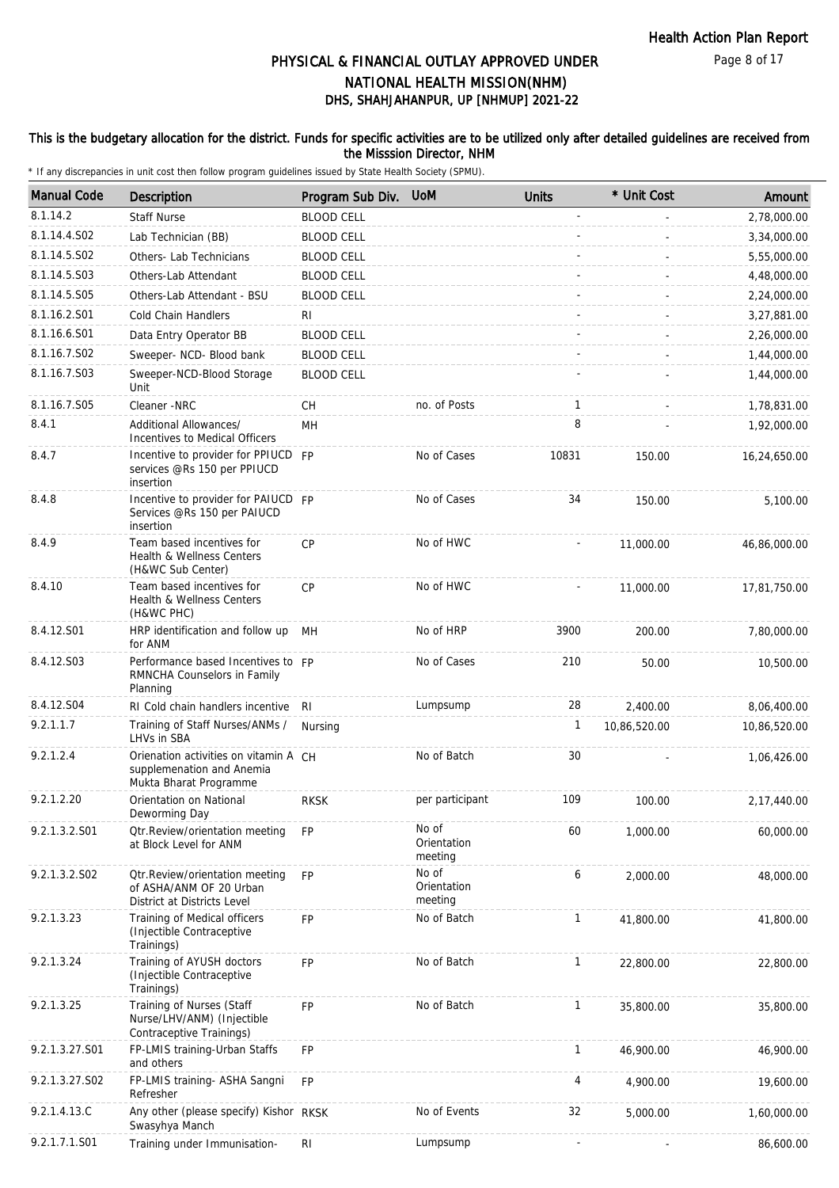# PHYSICAL & FINANCIAL OUTLAY APPROVED UNDER NATIONAL HEALTH MISSION(NHM)

## DHS, SHAHJAHANPUR, UP [NHMUP] 2021-22

### This is the budgetary allocation for the district. Funds for specific activities are to be utilized only after detailed guidelines are received from the Misssion Director, NHM

\* If any discrepancies in unit cost then follow program guidelines issued by State Health Society (SPMU).

| Manual Code | Description | Program Sub Div. | UoM | Units | * Unit Cost | Amount |
|---|---|---|---|---|---|---|
| 8.1.14.2 | Staff Nurse | BLOOD CELL | | - | - | 2,78,000.00 |
| 8.1.14.4.S02 | Lab Technician (BB) | BLOOD CELL | | - | - | 3,34,000.00 |
| 8.1.14.5.S02 | Others- Lab Technicians | BLOOD CELL | | - | - | 5,55,000.00 |
| 8.1.14.5.S03 | Others-Lab Attendant | BLOOD CELL | | - | - | 4,48,000.00 |
| 8.1.14.5.S05 | Others-Lab Attendant - BSU | BLOOD CELL | | - | - | 2,24,000.00 |
| 8.1.16.2.S01 | Cold Chain Handlers | RI | | - | - | 3,27,881.00 |
| 8.1.16.6.S01 | Data Entry Operator BB | BLOOD CELL | | - | - | 2,26,000.00 |
| 8.1.16.7.S02 | Sweeper- NCD- Blood bank | BLOOD CELL | | - | - | 1,44,000.00 |
| 8.1.16.7.S03 | Sweeper-NCD-Blood Storage Unit | BLOOD CELL | | - | - | 1,44,000.00 |
| 8.1.16.7.S05 | Cleaner -NRC | CH | no. of Posts | 1 | - | 1,78,831.00 |
| 8.4.1 | Additional Allowances/ Incentives to Medical Officers | MH | | 8 | - | 1,92,000.00 |
| 8.4.7 | Incentive to provider for PPIUCD services @Rs 150 per PPIUCD insertion | FP | No of Cases | 10831 | 150.00 | 16,24,650.00 |
| 8.4.8 | Incentive to provider for PAIUCD Services @Rs 150 per PAIUCD insertion | FP | No of Cases | 34 | 150.00 | 5,100.00 |
| 8.4.9 | Team based incentives for Health & Wellness Centers (H&WC Sub Center) | CP | No of HWC | - | 11,000.00 | 46,86,000.00 |
| 8.4.10 | Team based incentives for Health & Wellness Centers (H&WC PHC) | CP | No of HWC | - | 11,000.00 | 17,81,750.00 |
| 8.4.12.S01 | HRP identification and follow up for ANM | MH | No of HRP | 3900 | 200.00 | 7,80,000.00 |
| 8.4.12.S03 | Performance based Incentives to RMNCHA Counselors in Family Planning | FP | No of Cases | 210 | 50.00 | 10,500.00 |
| 8.4.12.S04 | RI Cold chain handlers incentive | RI | Lumpsump | 28 | 2,400.00 | 8,06,400.00 |
| 9.2.1.1.7 | Training of Staff Nurses/ANMs / LHVs in SBA | Nursing | | 1 | 10,86,520.00 | 10,86,520.00 |
| 9.2.1.2.4 | Orienation activities on vitamin A supplemenation and Anemia Mukta Bharat Programme | CH | No of Batch | 30 | - | 1,06,426.00 |
| 9.2.1.2.20 | Orientation on National Deworming Day | RKSK | per participant | 109 | 100.00 | 2,17,440.00 |
| 9.2.1.3.2.S01 | Qtr.Review/orientation meeting at Block Level for ANM | FP | No of Orientation meeting | 60 | 1,000.00 | 60,000.00 |
| 9.2.1.3.2.S02 | Qtr.Review/orientation meeting of ASHA/ANM OF 20 Urban District at Districts Level | FP | No of Orientation meeting | 6 | 2,000.00 | 48,000.00 |
| 9.2.1.3.23 | Training of Medical officers (Injectible Contraceptive Trainings) | FP | No of Batch | 1 | 41,800.00 | 41,800.00 |
| 9.2.1.3.24 | Training of AYUSH doctors (Injectible Contraceptive Trainings) | FP | No of Batch | 1 | 22,800.00 | 22,800.00 |
| 9.2.1.3.25 | Training of Nurses (Staff Nurse/LHV/ANM) (Injectible Contraceptive Trainings) | FP | No of Batch | 1 | 35,800.00 | 35,800.00 |
| 9.2.1.3.27.S01 | FP-LMIS training-Urban Staffs and others | FP | | 1 | 46,900.00 | 46,900.00 |
| 9.2.1.3.27.S02 | FP-LMIS training- ASHA Sangni Refresher | FP | | 4 | 4,900.00 | 19,600.00 |
| 9.2.1.4.13.C | Any other (please specify) Kishor Swasyhya Manch | RKSK | No of Events | 32 | 5,000.00 | 1,60,000.00 |
| 9.2.1.7.1.S01 | Training under Immunisation- | RI | Lumpsump | - | - | 86,600.00 |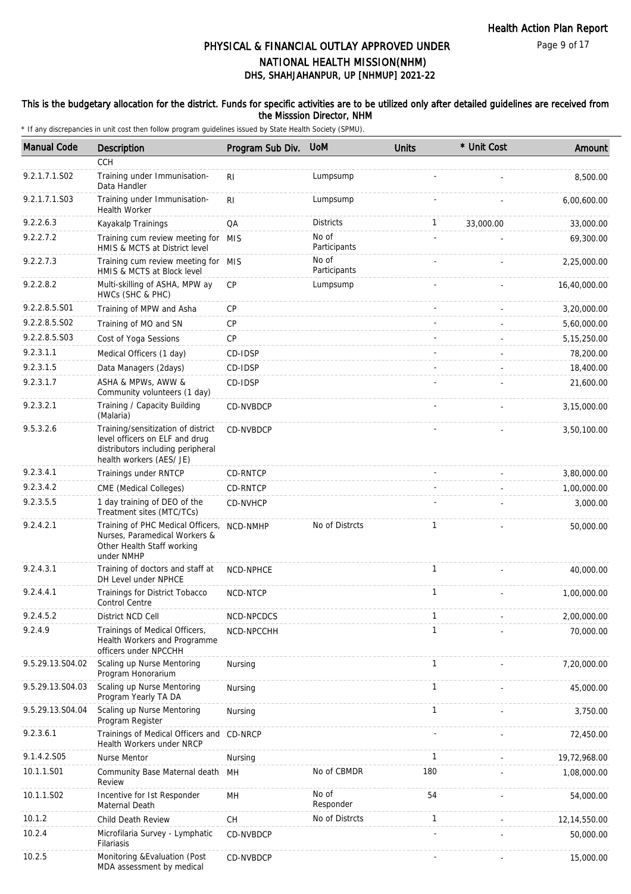# PHYSICAL & FINANCIAL OUTLAY APPROVED UNDER NATIONAL HEALTH MISSION(NHM)
## DHS, SHAHJAHANPUR, UP [NHMUP] 2021-22

**This is the budgetary allocation for the district. Funds for specific activities are to be utilized only after detailed guidelines are received from the Misssion Director, NHM**

* If any discrepancies in unit cost then follow program guidelines issued by State Health Society (SPMU).

| Manual Code | Description | Program Sub Div. | UoM | Units | * Unit Cost | Amount |
|---|---|---|---|---|---|---|
| | CCH | | | | | |
| 9.2.1.7.1.S02 | Training under Immunisation- Data Handler | RI | Lumpsump | - | - | 8,500.00 |
| 9.2.1.7.1.S03 | Training under Immunisation- Health Worker | RI | Lumpsump | - | - | 6,00,600.00 |
| 9.2.2.6.3 | Kayakalp Trainings | QA | Districts | 1 | 33,000.00 | 33,000.00 |
| 9.2.2.7.2 | Training cum review meeting for HMIS & MCTS at District level | MIS | No of Participants | - | - | 69,300.00 |
| 9.2.2.7.3 | Training cum review meeting for HMIS & MCTS at Block level | MIS | No of Participants | - | - | 2,25,000.00 |
| 9.2.2.8.2 | Multi-skilling of ASHA, MPW ay HWCs (SHC & PHC) | CP | Lumpsump | - | - | 16,40,000.00 |
| 9.2.2.8.5.S01 | Training of MPW and Asha | CP | | - | - | 3,20,000.00 |
| 9.2.2.8.5.S02 | Training of MO and SN | CP | | - | - | 5,60,000.00 |
| 9.2.2.8.5.S03 | Cost of Yoga Sessions | CP | | - | - | 5,15,250.00 |
| 9.2.3.1.1 | Medical Officers (1 day) | CD-IDSP | | - | - | 78,200.00 |
| 9.2.3.1.5 | Data Managers (2days) | CD-IDSP | | - | - | 18,400.00 |
| 9.2.3.1.7 | ASHA & MPWs, AWW & Community volunteers (1 day) | CD-IDSP | | - | - | 21,600.00 |
| 9.2.3.2.1 | Training / Capacity Building (Malaria) | CD-NVBDCP | | - | - | 3,15,000.00 |
| 9.5.3.2.6 | Training/sensitization of district level officers on ELF and drug distributors including peripheral health workers (AES/ JE) | CD-NVBDCP | | - | - | 3,50,100.00 |
| 9.2.3.4.1 | Trainings under RNTCP | CD-RNTCP | | - | - | 3,80,000.00 |
| 9.2.3.4.2 | CME (Medical Colleges) | CD-RNTCP | | - | - | 1,00,000.00 |
| 9.2.3.5.5 | 1 day training of DEO of the Treatment sites (MTC/TCs) | CD-NVHCP | | - | - | 3,000.00 |
| 9.2.4.2.1 | Training of PHC Medical Officers, Nurses, Paramedical Workers & Other Health Staff working under NMHP | NCD-NMHP | No of Distrcts | 1 | - | 50,000.00 |
| 9.2.4.3.1 | Training of doctors and staff at DH Level under NPHCE | NCD-NPHCE | | 1 | - | 40,000.00 |
| 9.2.4.4.1 | Trainings for District Tobacco Control Centre | NCD-NTCP | | 1 | - | 1,00,000.00 |
| 9.2.4.5.2 | District NCD Cell | NCD-NPCDCS | | 1 | - | 2,00,000.00 |
| 9.2.4.9 | Trainings of Medical Officers, Health Workers and Programme officers under NPCCHH | NCD-NPCCHH | | 1 | - | 70,000.00 |
| 9.5.29.13.S04.02 | Scaling up Nurse Mentoring Program Honorarium | Nursing | | 1 | - | 7,20,000.00 |
| 9.5.29.13.S04.03 | Scaling up Nurse Mentoring Program Yearly TA DA | Nursing | | 1 | - | 45,000.00 |
| 9.5.29.13.S04.04 | Scaling up Nurse Mentoring Program Register | Nursing | | 1 | - | 3,750.00 |
| 9.2.3.6.1 | Trainings of Medical Officers and Health Workers under NRCP | CD-NRCP | | - | - | 72,450.00 |
| 9.1.4.2.S05 | Nurse Mentor | Nursing | | 1 | - | 19,72,968.00 |
| 10.1.1.S01 | Community Base Maternal death Review | MH | No of CBMDR | 180 | - | 1,08,000.00 |
| 10.1.1.S02 | Incentive for Ist Responder Maternal Death | MH | No of Responder | 54 | - | 54,000.00 |
| 10.1.2 | Child Death Review | CH | No of Distrcts | 1 | - | 12,14,550.00 |
| 10.2.4 | Microfilaria Survey - Lymphatic Filariasis | CD-NVBDCP | | - | - | 50,000.00 |
| 10.2.5 | Monitoring &Evaluation (Post MDA assessment by medical | CD-NVBDCP | | - | - | 15,000.00 |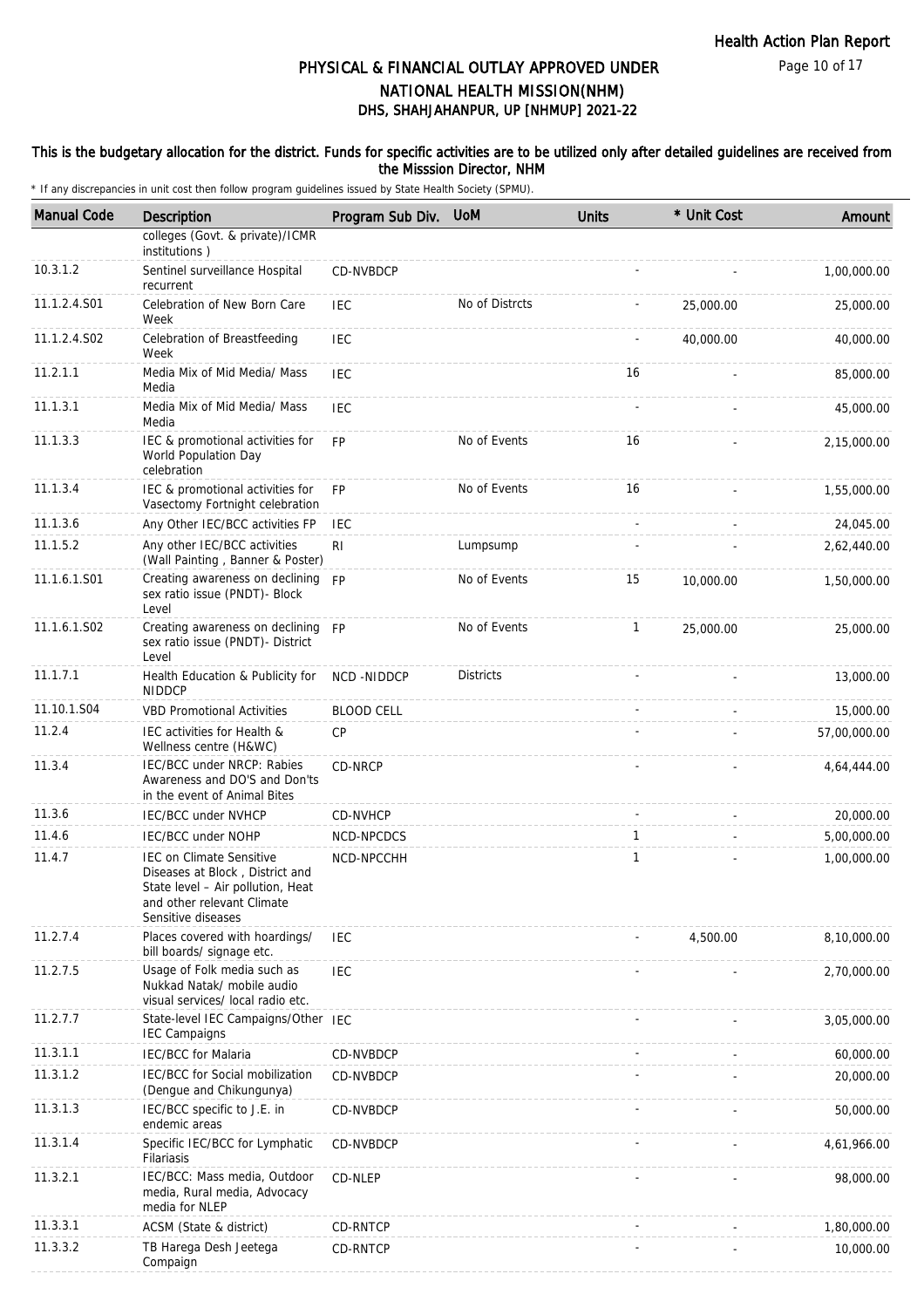# PHYSICAL & FINANCIAL OUTLAY APPROVED UNDER NATIONAL HEALTH MISSION(NHM)

## DHS, SHAHJAHANPUR, UP [NHMUP] 2021-22

### This is the budgetary allocation for the district. Funds for specific activities are to be utilized only after detailed guidelines are received from the Misssion Director, NHM

\* If any discrepancies in unit cost then follow program guidelines issued by State Health Society (SPMU).

| Manual Code | Description | Program Sub Div. | UoM | Units | * Unit Cost | Amount |
|---|---|---|---|---|---|---|
| | colleges (Govt. & private)/ICMR institutions ) | | | | | |
| 10.3.1.2 | Sentinel surveillance Hospital recurrent | CD-NVBDCP | | - | - | 1,00,000.00 |
| 11.1.2.4.S01 | Celebration of New Born Care Week | IEC | No of Distrcts | - | 25,000.00 | 25,000.00 |
| 11.1.2.4.S02 | Celebration of Breastfeeding Week | IEC | | - | 40,000.00 | 40,000.00 |
| 11.2.1.1 | Media Mix of Mid Media/ Mass Media | IEC | | 16 | - | 85,000.00 |
| 11.1.3.1 | Media Mix of Mid Media/ Mass Media | IEC | | - | - | 45,000.00 |
| 11.1.3.3 | IEC & promotional activities for World Population Day celebration | FP | No of Events | 16 | - | 2,15,000.00 |
| 11.1.3.4 | IEC & promotional activities for Vasectomy Fortnight celebration | FP | No of Events | 16 | - | 1,55,000.00 |
| 11.1.3.6 | Any Other IEC/BCC activities FP | IEC | | - | - | 24,045.00 |
| 11.1.5.2 | Any other IEC/BCC activities (Wall Painting , Banner & Poster) | RI | Lumpsump | - | - | 2,62,440.00 |
| 11.1.6.1.S01 | Creating awareness on declining sex ratio issue (PNDT)- Block Level | FP | No of Events | 15 | 10,000.00 | 1,50,000.00 |
| 11.1.6.1.S02 | Creating awareness on declining sex ratio issue (PNDT)- District Level | FP | No of Events | 1 | 25,000.00 | 25,000.00 |
| 11.1.7.1 | Health Education & Publicity for NIDDCP | NCD -NIDDCP | Districts | - | - | 13,000.00 |
| 11.10.1.S04 | VBD Promotional Activities | BLOOD CELL | | - | - | 15,000.00 |
| 11.2.4 | IEC activities for Health & Wellness centre (H&WC) | CP | | - | - | 57,00,000.00 |
| 11.3.4 | IEC/BCC under NRCP: Rabies Awareness and DO'S and Don'ts in the event of Animal Bites | CD-NRCP | | - | - | 4,64,444.00 |
| 11.3.6 | IEC/BCC under NVHCP | CD-NVHCP | | - | - | 20,000.00 |
| 11.4.6 | IEC/BCC under NOHP | NCD-NPCDCS | | 1 | - | 5,00,000.00 |
| 11.4.7 | IEC on Climate Sensitive Diseases at Block , District and State level – Air pollution, Heat and other relevant Climate Sensitive diseases | NCD-NPCCHH | | 1 | - | 1,00,000.00 |
| 11.2.7.4 | Places covered with hoardings/ bill boards/ signage etc. | IEC | | - | 4,500.00 | 8,10,000.00 |
| 11.2.7.5 | Usage of Folk media such as Nukkad Natak/ mobile audio visual services/ local radio etc. | IEC | | - | - | 2,70,000.00 |
| 11.2.7.7 | State-level IEC Campaigns/Other IEC Campaigns | IEC | | - | - | 3,05,000.00 |
| 11.3.1.1 | IEC/BCC for Malaria | CD-NVBDCP | | - | - | 60,000.00 |
| 11.3.1.2 | IEC/BCC for Social mobilization (Dengue and Chikungunya) | CD-NVBDCP | | - | - | 20,000.00 |
| 11.3.1.3 | IEC/BCC specific to J.E. in endemic areas | CD-NVBDCP | | - | - | 50,000.00 |
| 11.3.1.4 | Specific IEC/BCC for Lymphatic Filariasis | CD-NVBDCP | | - | - | 4,61,966.00 |
| 11.3.2.1 | IEC/BCC: Mass media, Outdoor media, Rural media, Advocacy media for NLEP | CD-NLEP | | - | - | 98,000.00 |
| 11.3.3.1 | ACSM (State & district) | CD-RNTCP | | - | - | 1,80,000.00 |
| 11.3.3.2 | TB Harega Desh Jeetega Compaign | CD-RNTCP | | - | - | 10,000.00 |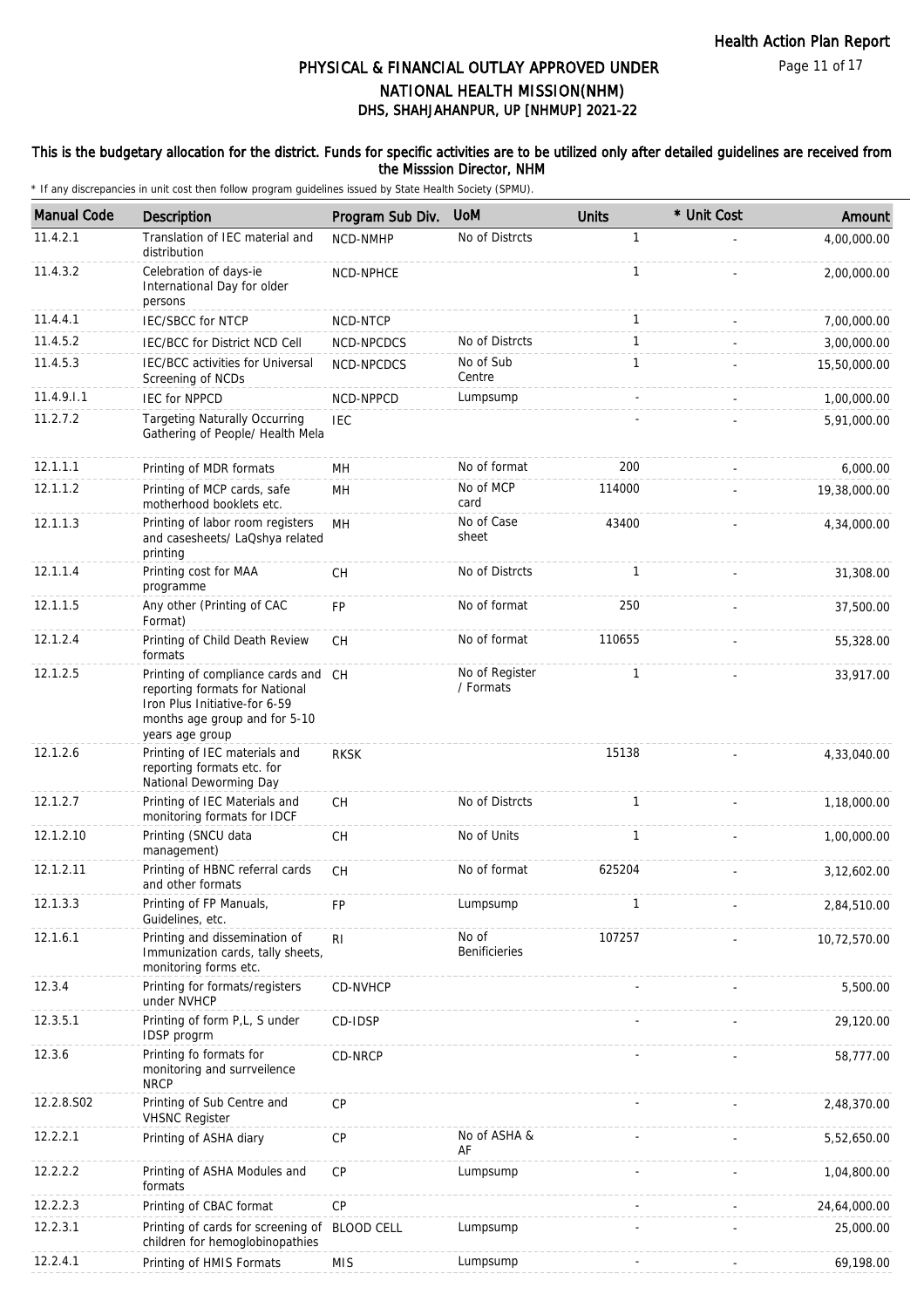# PHYSICAL & FINANCIAL OUTLAY APPROVED UNDER NATIONAL HEALTH MISSION(NHM)

## DHS, SHAHJAHANPUR, UP [NHMUP] 2021-22

**This is the budgetary allocation for the district. Funds for specific activities are to be utilized only after detailed guidelines are received from the Misssion Director, NHM**

\* If any discrepancies in unit cost then follow program guidelines issued by State Health Society (SPMU).

| Manual Code | Description | Program Sub Div. | UoM | Units | * Unit Cost | Amount |
|---|---|---|---|---|---|---|
| 11.4.2.1 | Translation of IEC material and distribution | NCD-NMHP | No of Distrcts | 1 | - | 4,00,000.00 |
| 11.4.3.2 | Celebration of days-ie International Day for older persons | NCD-NPHCE | | 1 | - | 2,00,000.00 |
| 11.4.4.1 | IEC/SBCC for NTCP | NCD-NTCP | | 1 | - | 7,00,000.00 |
| 11.4.5.2 | IEC/BCC for District NCD Cell | NCD-NPCDCS | No of Distrcts | 1 | - | 3,00,000.00 |
| 11.4.5.3 | IEC/BCC activities for Universal Screening of NCDs | NCD-NPCDCS | No of Sub Centre | 1 | - | 15,50,000.00 |
| 11.4.9.I.1 | IEC for NPPCD | NCD-NPPCD | Lumpsump | - | - | 1,00,000.00 |
| 11.2.7.2 | Targeting Naturally Occurring Gathering of People/ Health Mela | IEC | | - | - | 5,91,000.00 |
| 12.1.1.1 | Printing of MDR formats | MH | No of format | 200 | - | 6,000.00 |
| 12.1.1.2 | Printing of MCP cards, safe motherhood booklets etc. | MH | No of MCP card | 114000 | - | 19,38,000.00 |
| 12.1.1.3 | Printing of labor room registers and casesheets/ LaQshya related printing | MH | No of Case sheet | 43400 | - | 4,34,000.00 |
| 12.1.1.4 | Printing cost for MAA programme | CH | No of Distrcts | 1 | - | 31,308.00 |
| 12.1.1.5 | Any other (Printing of CAC Format) | FP | No of format | 250 | - | 37,500.00 |
| 12.1.2.4 | Printing of Child Death Review formats | CH | No of format | 110655 | - | 55,328.00 |
| 12.1.2.5 | Printing of compliance cards and reporting formats for National Iron Plus Initiative-for 6-59 months age group and for 5-10 years age group | CH | No of Register / Formats | 1 | - | 33,917.00 |
| 12.1.2.6 | Printing of IEC materials and reporting formats etc. for National Deworming Day | RKSK | | 15138 | - | 4,33,040.00 |
| 12.1.2.7 | Printing of IEC Materials and monitoring formats for IDCF | CH | No of Distrcts | 1 | - | 1,18,000.00 |
| 12.1.2.10 | Printing (SNCU data management) | CH | No of Units | 1 | - | 1,00,000.00 |
| 12.1.2.11 | Printing of HBNC referral cards and other formats | CH | No of format | 625204 | - | 3,12,602.00 |
| 12.1.3.3 | Printing of FP Manuals, Guidelines, etc. | FP | Lumpsump | 1 | - | 2,84,510.00 |
| 12.1.6.1 | Printing and dissemination of Immunization cards, tally sheets, monitoring forms etc. | RI | No of Benificieries | 107257 | - | 10,72,570.00 |
| 12.3.4 | Printing for formats/registers under NVHCP | CD-NVHCP | | - | - | 5,500.00 |
| 12.3.5.1 | Printing of form P,L, S under IDSP progrm | CD-IDSP | | - | - | 29,120.00 |
| 12.3.6 | Printing fo formats for monitoring and surrveilence NRCP | CD-NRCP | | - | - | 58,777.00 |
| 12.2.8.S02 | Printing of Sub Centre and VHSNC Register | CP | | - | - | 2,48,370.00 |
| 12.2.2.1 | Printing of ASHA diary | CP | No of ASHA & AF | - | - | 5,52,650.00 |
| 12.2.2.2 | Printing of ASHA Modules and formats | CP | Lumpsump | - | - | 1,04,800.00 |
| 12.2.2.3 | Printing of CBAC format | CP | | - | - | 24,64,000.00 |
| 12.2.3.1 | Printing of cards for screening of children for hemoglobinopathies | BLOOD CELL | Lumpsump | - | - | 25,000.00 |
| 12.2.4.1 | Printing of HMIS Formats | MIS | Lumpsump | - | - | 69,198.00 |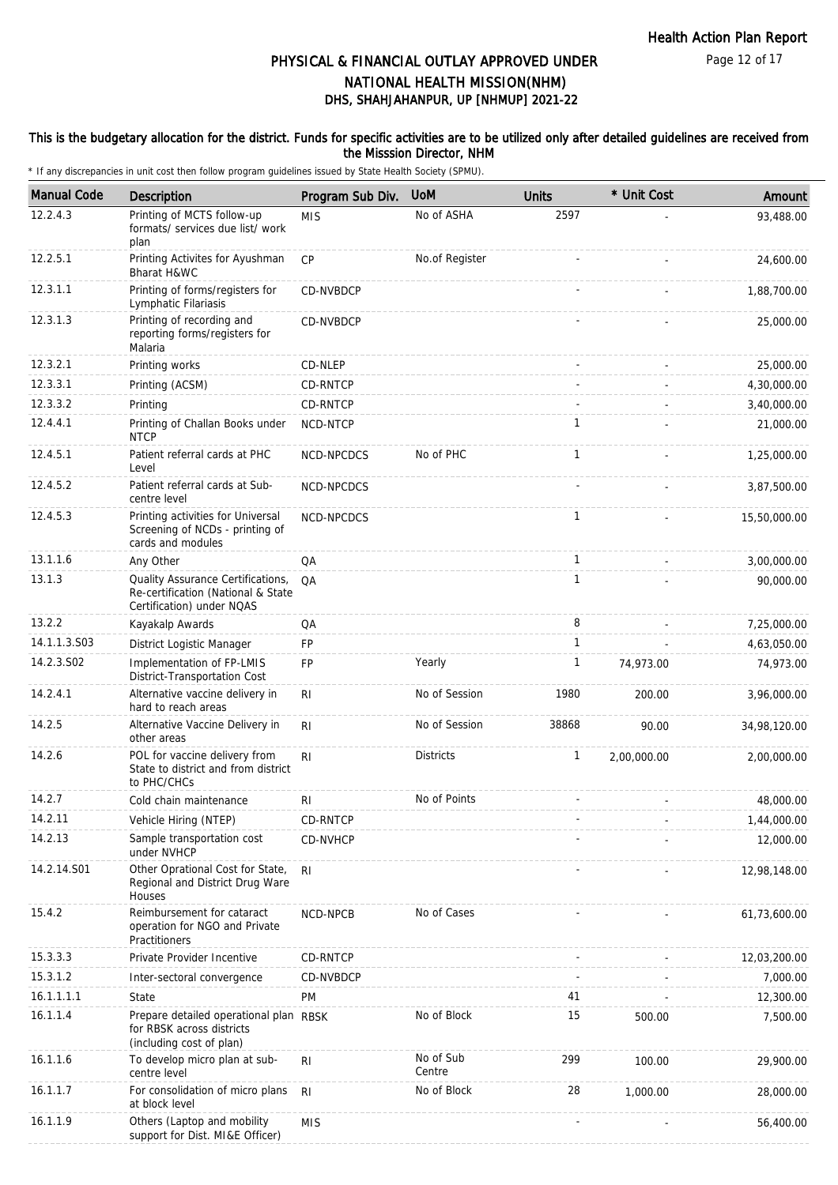# PHYSICAL & FINANCIAL OUTLAY APPROVED UNDER NATIONAL HEALTH MISSION(NHM)

## DHS, SHAHJAHANPUR, UP [NHMUP] 2021-22

**This is the budgetary allocation for the district. Funds for specific activities are to be utilized only after detailed guidelines are received from the Misssion Director, NHM**

\* If any discrepancies in unit cost then follow program guidelines issued by State Health Society (SPMU).

| Manual Code | Description | Program Sub Div. | UoM | Units | * Unit Cost | Amount |
|---|---|---|---|---|---|---|
| 12.2.4.3 | Printing of MCTS follow-up formats/ services due list/ work plan | MIS | No of ASHA | 2597 | - | 93,488.00 |
| 12.2.5.1 | Printing Activites for Ayushman Bharat H&WC | CP | No.of Register | - | - | 24,600.00 |
| 12.3.1.1 | Printing of forms/registers for Lymphatic Filariasis | CD-NVBDCP | | - | - | 1,88,700.00 |
| 12.3.1.3 | Printing of recording and reporting forms/registers for Malaria | CD-NVBDCP | | - | - | 25,000.00 |
| 12.3.2.1 | Printing works | CD-NLEP | | - | - | 25,000.00 |
| 12.3.3.1 | Printing (ACSM) | CD-RNTCP | | - | - | 4,30,000.00 |
| 12.3.3.2 | Printing | CD-RNTCP | | - | - | 3,40,000.00 |
| 12.4.4.1 | Printing of Challan Books under NTCP | NCD-NTCP | | 1 | - | 21,000.00 |
| 12.4.5.1 | Patient referral cards at PHC Level | NCD-NPCDCS | No of PHC | 1 | - | 1,25,000.00 |
| 12.4.5.2 | Patient referral cards at Sub-centre level | NCD-NPCDCS | | - | - | 3,87,500.00 |
| 12.4.5.3 | Printing activities for Universal Screening of NCDs - printing of cards and modules | NCD-NPCDCS | | 1 | - | 15,50,000.00 |
| 13.1.1.6 | Any Other | QA | | 1 | - | 3,00,000.00 |
| 13.1.3 | Quality Assurance Certifications, Re-certification (National & State Certification) under NQAS | QA | | 1 | - | 90,000.00 |
| 13.2.2 | Kayakalp Awards | QA | | 8 | - | 7,25,000.00 |
| 14.1.1.3.S03 | District Logistic Manager | FP | | 1 | - | 4,63,050.00 |
| 14.2.3.S02 | Implementation of FP-LMIS District-Transportation Cost | FP | Yearly | 1 | 74,973.00 | 74,973.00 |
| 14.2.4.1 | Alternative vaccine delivery in hard to reach areas | RI | No of Session | 1980 | 200.00 | 3,96,000.00 |
| 14.2.5 | Alternative Vaccine Delivery in other areas | RI | No of Session | 38868 | 90.00 | 34,98,120.00 |
| 14.2.6 | POL for vaccine delivery from State to district and from district to PHC/CHCs | RI | Districts | 1 | 2,00,000.00 | 2,00,000.00 |
| 14.2.7 | Cold chain maintenance | RI | No of Points | - | - | 48,000.00 |
| 14.2.11 | Vehicle Hiring (NTEP) | CD-RNTCP | | - | - | 1,44,000.00 |
| 14.2.13 | Sample transportation cost under NVHCP | CD-NVHCP | | - | - | 12,000.00 |
| 14.2.14.S01 | Other Oprational Cost for State, Regional and District Drug Ware Houses | RI | | - | - | 12,98,148.00 |
| 15.4.2 | Reimbursement for cataract operation for NGO and Private Practitioners | NCD-NPCB | No of Cases | - | - | 61,73,600.00 |
| 15.3.3.3 | Private Provider Incentive | CD-RNTCP | | - | - | 12,03,200.00 |
| 15.3.1.2 | Inter-sectoral convergence | CD-NVBDCP | | - | - | 7,000.00 |
| 16.1.1.1.1 | State | PM | | 41 | - | 12,300.00 |
| 16.1.1.4 | Prepare detailed operational plan for RBSK across districts (including cost of plan) | RBSK | No of Block | 15 | 500.00 | 7,500.00 |
| 16.1.1.6 | To develop micro plan at sub-centre level | RI | No of Sub Centre | 299 | 100.00 | 29,900.00 |
| 16.1.1.7 | For consolidation of micro plans at block level | RI | No of Block | 28 | 1,000.00 | 28,000.00 |
| 16.1.1.9 | Others (Laptop and mobility support for Dist. MI&E Officer) | MIS | | - | - | 56,400.00 |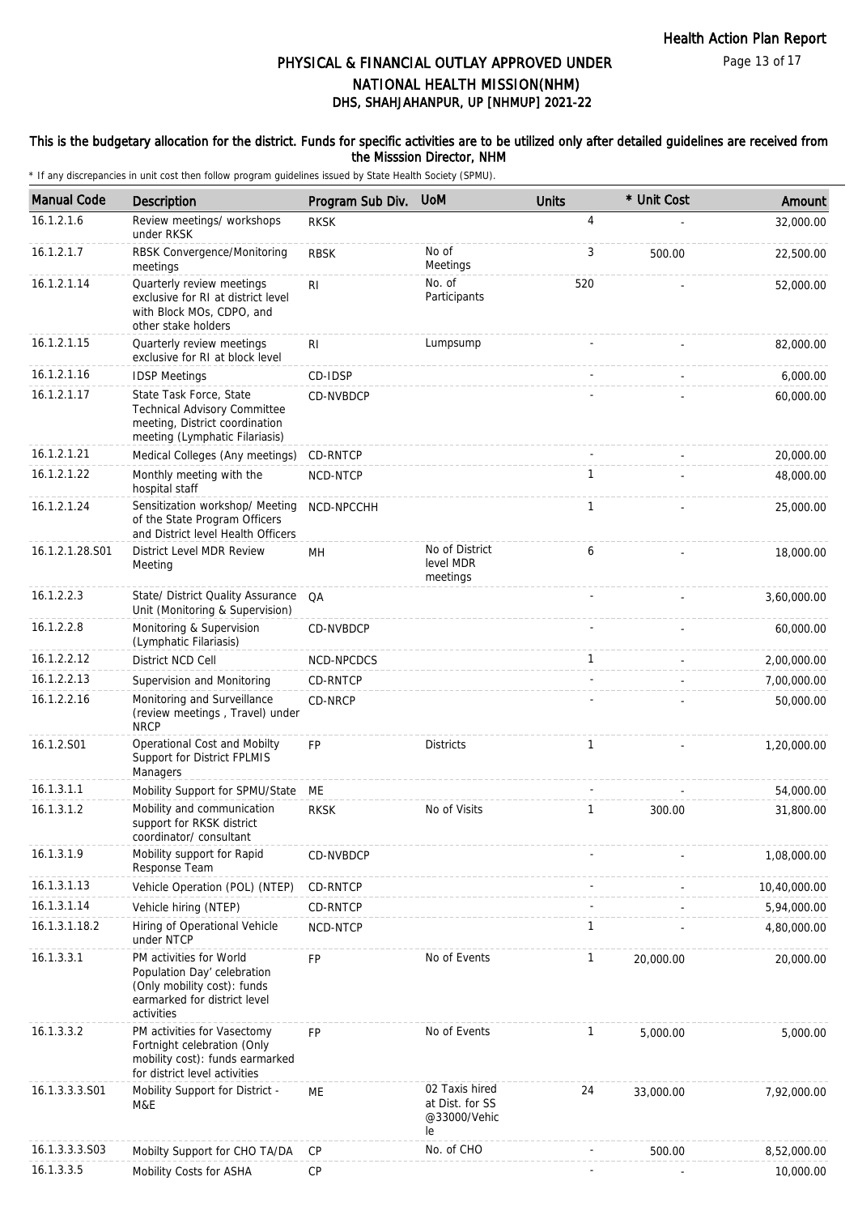# PHYSICAL & FINANCIAL OUTLAY APPROVED UNDER NATIONAL HEALTH MISSION(NHM)
## DHS, SHAHJAHANPUR, UP [NHMUP] 2021-22

**This is the budgetary allocation for the district. Funds for specific activities are to be utilized only after detailed guidelines are received from the Misssion Director, NHM**

* If any discrepancies in unit cost then follow program guidelines issued by State Health Society (SPMU).

| Manual Code | Description | Program Sub Div. | UoM | Units | * Unit Cost | Amount |
|---|---|---|---|---|---|---|
| 16.1.2.1.6 | Review meetings/ workshops under RKSK | RKSK | | 4 | - | 32,000.00 |
| 16.1.2.1.7 | RBSK Convergence/Monitoring meetings | RBSK | No of Meetings | 3 | 500.00 | 22,500.00 |
| 16.1.2.1.14 | Quarterly review meetings exclusive for RI at district level with Block MOs, CDPO, and other stake holders | RI | No. of Participants | 520 | - | 52,000.00 |
| 16.1.2.1.15 | Quarterly review meetings exclusive for RI at block level | RI | Lumpsump | - | - | 82,000.00 |
| 16.1.2.1.16 | IDSP Meetings | CD-IDSP | | - | - | 6,000.00 |
| 16.1.2.1.17 | State Task Force, State Technical Advisory Committee meeting, District coordination meeting (Lymphatic Filariasis) | CD-NVBDCP | | - | - | 60,000.00 |
| 16.1.2.1.21 | Medical Colleges (Any meetings) | CD-RNTCP | | - | - | 20,000.00 |
| 16.1.2.1.22 | Monthly meeting with the hospital staff | NCD-NTCP | | 1 | - | 48,000.00 |
| 16.1.2.1.24 | Sensitization workshop/ Meeting of the State Program Officers and District level Health Officers | NCD-NPCCHH | | 1 | - | 25,000.00 |
| 16.1.2.1.28.S01 | District Level MDR Review Meeting | MH | No of District level MDR meetings | 6 | - | 18,000.00 |
| 16.1.2.2.3 | State/ District Quality Assurance Unit (Monitoring & Supervision) | QA | | - | - | 3,60,000.00 |
| 16.1.2.2.8 | Monitoring & Supervision (Lymphatic Filariasis) | CD-NVBDCP | | - | - | 60,000.00 |
| 16.1.2.2.12 | District NCD Cell | NCD-NPCDCS | | 1 | - | 2,00,000.00 |
| 16.1.2.2.13 | Supervision and Monitoring | CD-RNTCP | | - | - | 7,00,000.00 |
| 16.1.2.2.16 | Monitoring and Surveillance (review meetings , Travel) under NRCP | CD-NRCP | | - | - | 50,000.00 |
| 16.1.2.S01 | Operational Cost and Mobilty Support for District FPLMIS Managers | FP | Districts | 1 | - | 1,20,000.00 |
| 16.1.3.1.1 | Mobility Support for SPMU/State | ME | | - | - | 54,000.00 |
| 16.1.3.1.2 | Mobility and communication support for RKSK district coordinator/ consultant | RKSK | No of Visits | 1 | 300.00 | 31,800.00 |
| 16.1.3.1.9 | Mobility support for Rapid Response Team | CD-NVBDCP | | - | - | 1,08,000.00 |
| 16.1.3.1.13 | Vehicle Operation (POL) (NTEP) | CD-RNTCP | | - | - | 10,40,000.00 |
| 16.1.3.1.14 | Vehicle hiring (NTEP) | CD-RNTCP | | - | - | 5,94,000.00 |
| 16.1.3.1.18.2 | Hiring of Operational Vehicle under NTCP | NCD-NTCP | | 1 | - | 4,80,000.00 |
| 16.1.3.3.1 | PM activities for World Population Day' celebration (Only mobility cost): funds earmarked for district level activities | FP | No of Events | 1 | 20,000.00 | 20,000.00 |
| 16.1.3.3.2 | PM activities for Vasectomy Fortnight celebration (Only mobility cost): funds earmarked for district level activities | FP | No of Events | 1 | 5,000.00 | 5,000.00 |
| 16.1.3.3.3.S01 | Mobility Support for District - M&E | ME | 02 Taxis hired at Dist. for SS @33000/Vehicle | 24 | 33,000.00 | 7,92,000.00 |
| 16.1.3.3.3.S03 | Mobilty Support for CHO TA/DA | CP | No. of CHO | - | 500.00 | 8,52,000.00 |
| 16.1.3.3.5 | Mobility Costs for ASHA | CP | | - | - | 10,000.00 |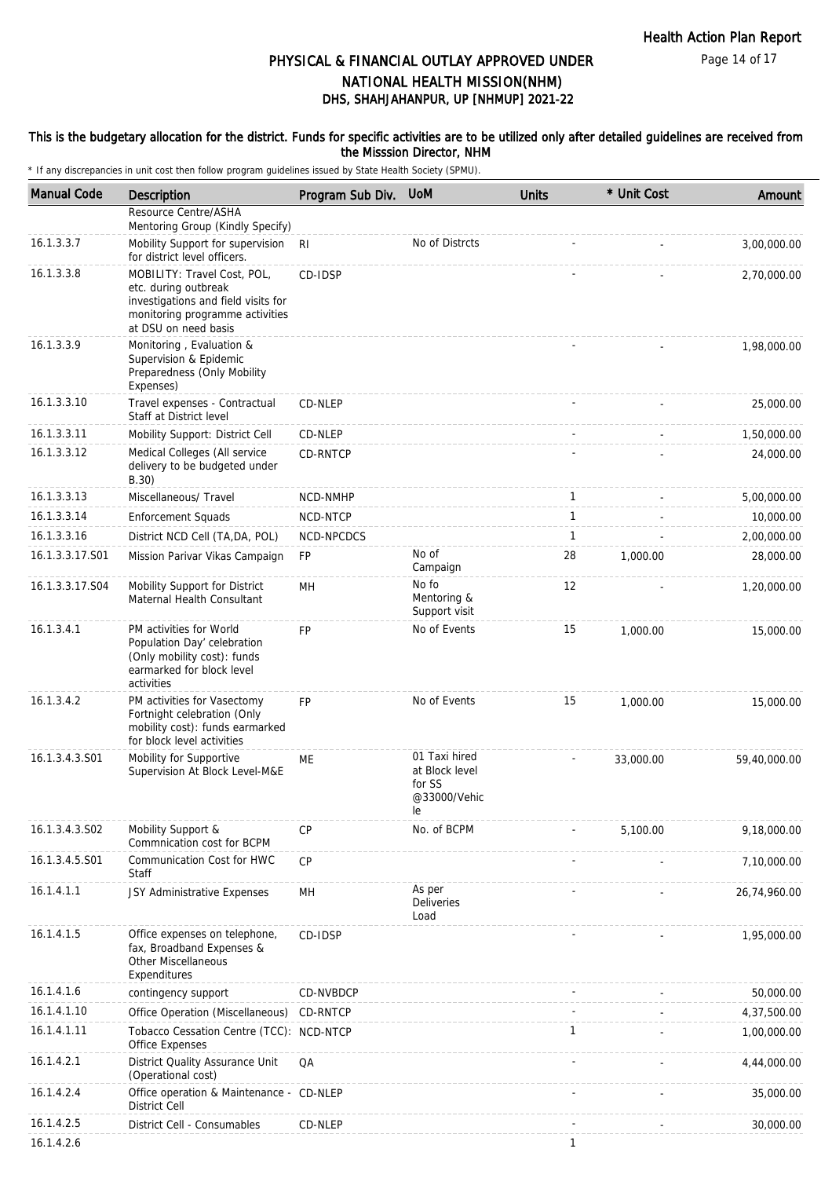# PHYSICAL & FINANCIAL OUTLAY APPROVED UNDER NATIONAL HEALTH MISSION(NHM)

## DHS, SHAHJAHANPUR, UP [NHMUP] 2021-22

**This is the budgetary allocation for the district. Funds for specific activities are to be utilized only after detailed guidelines are received from the Misssion Director, NHM**

\* If any discrepancies in unit cost then follow program guidelines issued by State Health Society (SPMU).

| Manual Code | Description | Program Sub Div. | UoM | Units | * Unit Cost | Amount |
|---|---|---|---|---|---|---|
| | Resource Centre/ASHA Mentoring Group (Kindly Specify) | | | | | |
| 16.1.3.3.7 | Mobility Support for supervision for district level officers. | RI | No of Distrcts | - | - | 3,00,000.00 |
| 16.1.3.3.8 | MOBILITY: Travel Cost, POL, etc. during outbreak investigations and field visits for monitoring programme activities at DSU on need basis | CD-IDSP | | - | - | 2,70,000.00 |
| 16.1.3.3.9 | Monitoring , Evaluation & Supervision & Epidemic Preparedness (Only Mobility Expenses) | | | - | - | 1,98,000.00 |
| 16.1.3.3.10 | Travel expenses - Contractual Staff at District level | CD-NLEP | | - | - | 25,000.00 |
| 16.1.3.3.11 | Mobility Support: District Cell | CD-NLEP | | - | - | 1,50,000.00 |
| 16.1.3.3.12 | Medical Colleges (All service delivery to be budgeted under B.30) | CD-RNTCP | | - | - | 24,000.00 |
| 16.1.3.3.13 | Miscellaneous/ Travel | NCD-NMHP | | 1 | - | 5,00,000.00 |
| 16.1.3.3.14 | Enforcement Squads | NCD-NTCP | | 1 | - | 10,000.00 |
| 16.1.3.3.16 | District NCD Cell (TA,DA, POL) | NCD-NPCDCS | | 1 | - | 2,00,000.00 |
| 16.1.3.3.17.S01 | Mission Parivar Vikas Campaign | FP | No of Campaign | 28 | 1,000.00 | 28,000.00 |
| 16.1.3.3.17.S04 | Mobility Support for District Maternal Health Consultant | MH | No fo Mentoring & Support visit | 12 | - | 1,20,000.00 |
| 16.1.3.4.1 | PM activities for World Population Day' celebration (Only mobility cost): funds earmarked for block level activities | FP | No of Events | 15 | 1,000.00 | 15,000.00 |
| 16.1.3.4.2 | PM activities for Vasectomy Fortnight celebration (Only mobility cost): funds earmarked for block level activities | FP | No of Events | 15 | 1,000.00 | 15,000.00 |
| 16.1.3.4.3.S01 | Mobility for Supportive Supervision At Block Level-M&E | ME | 01 Taxi hired at Block level for SS @33000/Vehicle | - | 33,000.00 | 59,40,000.00 |
| 16.1.3.4.3.S02 | Mobility Support & Commnication cost for BCPM | CP | No. of BCPM | - | 5,100.00 | 9,18,000.00 |
| 16.1.3.4.5.S01 | Communication Cost for HWC Staff | CP | | - | - | 7,10,000.00 |
| 16.1.4.1.1 | JSY Administrative Expenses | MH | As per Deliveries Load | - | - | 26,74,960.00 |
| 16.1.4.1.5 | Office expenses on telephone, fax, Broadband Expenses & Other Miscellaneous Expenditures | CD-IDSP | | - | - | 1,95,000.00 |
| 16.1.4.1.6 | contingency support | CD-NVBDCP | | - | - | 50,000.00 |
| 16.1.4.1.10 | Office Operation (Miscellaneous) | CD-RNTCP | | - | - | 4,37,500.00 |
| 16.1.4.1.11 | Tobacco Cessation Centre (TCC): Office Expenses | NCD-NTCP | | 1 | - | 1,00,000.00 |
| 16.1.4.2.1 | District Quality Assurance Unit (Operational cost) | QA | | - | - | 4,44,000.00 |
| 16.1.4.2.4 | Office operation & Maintenance - District Cell | CD-NLEP | | - | - | 35,000.00 |
| 16.1.4.2.5 | District Cell - Consumables | CD-NLEP | | - | - | 30,000.00 |
| 16.1.4.2.6 | | | | 1 | | |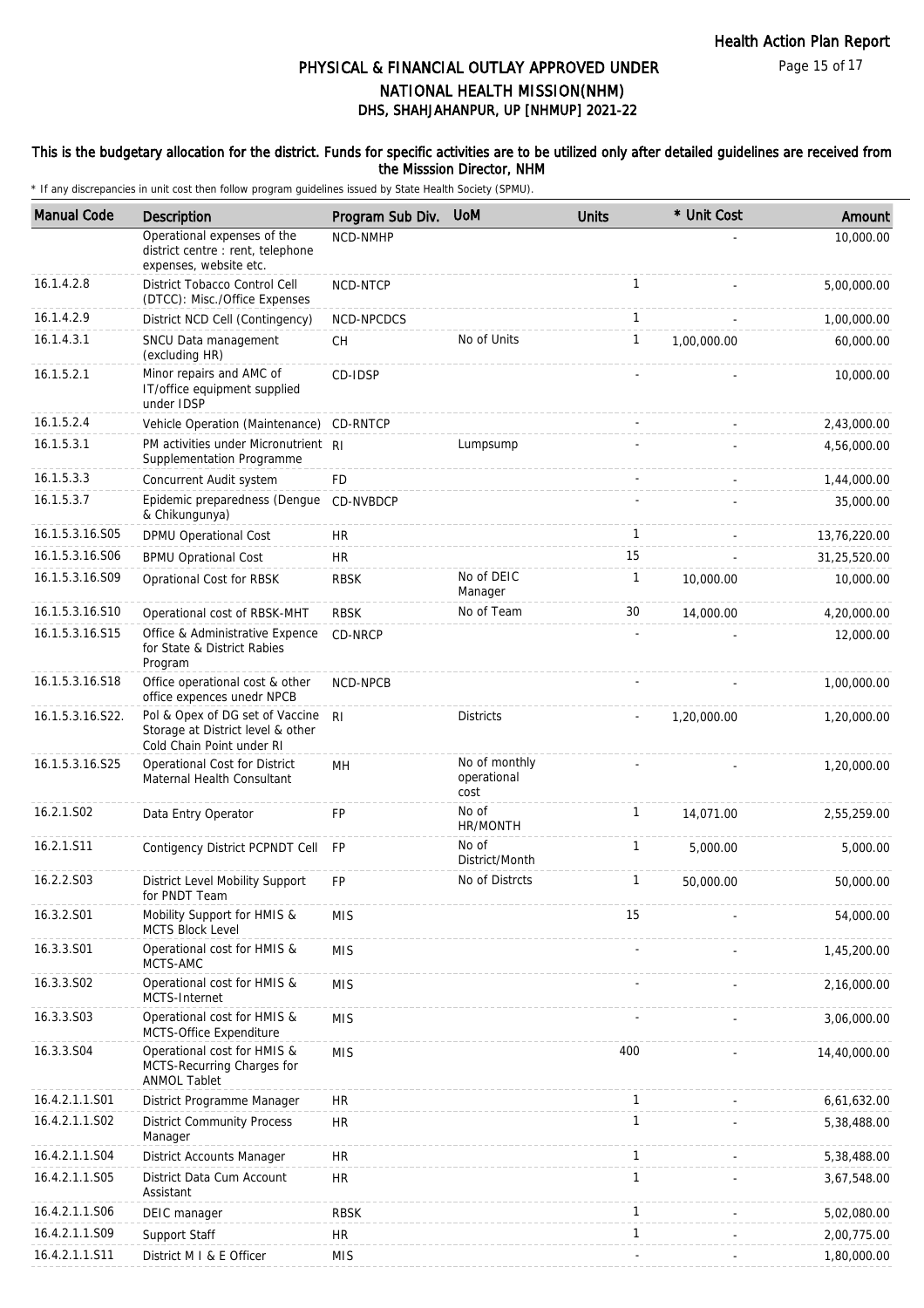# PHYSICAL & FINANCIAL OUTLAY APPROVED UNDER NATIONAL HEALTH MISSION(NHM)
## DHS, SHAHJAHANPUR, UP [NHMUP] 2021-22

**This is the budgetary allocation for the district. Funds for specific activities are to be utilized only after detailed guidelines are received from the Misssion Director, NHM**

* If any discrepancies in unit cost then follow program guidelines issued by State Health Society (SPMU).

| Manual Code | Description | Program Sub Div. | UoM | Units | * Unit Cost | Amount |
|---|---|---|---|---|---|---|
| | Operational expenses of the district centre : rent, telephone expenses, website etc. | NCD-NMHP | | | - | 10,000.00 |
| 16.1.4.2.8 | District Tobacco Control Cell (DTCC): Misc./Office Expenses | NCD-NTCP | | 1 | - | 5,00,000.00 |
| 16.1.4.2.9 | District NCD Cell (Contingency) | NCD-NPCDCS | | 1 | - | 1,00,000.00 |
| 16.1.4.3.1 | SNCU Data management (excluding HR) | CH | No of Units | 1 | 1,00,000.00 | 60,000.00 |
| 16.1.5.2.1 | Minor repairs and AMC of IT/office equipment supplied under IDSP | CD-IDSP | | - | - | 10,000.00 |
| 16.1.5.2.4 | Vehicle Operation (Maintenance) | CD-RNTCP | | - | - | 2,43,000.00 |
| 16.1.5.3.1 | PM activities under Micronutrient Supplementation Programme | RI | Lumpsump | - | - | 4,56,000.00 |
| 16.1.5.3.3 | Concurrent Audit system | FD | | - | - | 1,44,000.00 |
| 16.1.5.3.7 | Epidemic preparedness (Dengue & Chikungunya) | CD-NVBDCP | | - | - | 35,000.00 |
| 16.1.5.3.16.S05 | DPMU Operational Cost | HR | | 1 | - | 13,76,220.00 |
| 16.1.5.3.16.S06 | BPMU Oprational Cost | HR | | 15 | - | 31,25,520.00 |
| 16.1.5.3.16.S09 | Oprational Cost for RBSK | RBSK | No of DEIC Manager | 1 | 10,000.00 | 10,000.00 |
| 16.1.5.3.16.S10 | Operational cost of RBSK-MHT | RBSK | No of Team | 30 | 14,000.00 | 4,20,000.00 |
| 16.1.5.3.16.S15 | Office & Administrative Expence for State & District Rabies Program | CD-NRCP | | - | - | 12,000.00 |
| 16.1.5.3.16.S18 | Office operational cost & other office expences unedr NPCB | NCD-NPCB | | - | - | 1,00,000.00 |
| 16.1.5.3.16.S22. | Pol & Opex of DG set of Vaccine Storage at District level & other Cold Chain Point under RI | RI | Districts | - | 1,20,000.00 | 1,20,000.00 |
| 16.1.5.3.16.S25 | Operational Cost for District Maternal Health Consultant | MH | No of monthly operational cost | - | - | 1,20,000.00 |
| 16.2.1.S02 | Data Entry Operator | FP | No of HR/MONTH | 1 | 14,071.00 | 2,55,259.00 |
| 16.2.1.S11 | Contigency District PCPNDT Cell | FP | No of District/Month | 1 | 5,000.00 | 5,000.00 |
| 16.2.2.S03 | District Level Mobility Support for PNDT Team | FP | No of Distrcts | 1 | 50,000.00 | 50,000.00 |
| 16.3.2.S01 | Mobility Support for HMIS & MCTS Block Level | MIS | | 15 | - | 54,000.00 |
| 16.3.3.S01 | Operational cost for HMIS & MCTS-AMC | MIS | | - | - | 1,45,200.00 |
| 16.3.3.S02 | Operational cost for HMIS & MCTS-Internet | MIS | | - | - | 2,16,000.00 |
| 16.3.3.S03 | Operational cost for HMIS & MCTS-Office Expenditure | MIS | | - | - | 3,06,000.00 |
| 16.3.3.S04 | Operational cost for HMIS & MCTS-Recurring Charges for ANMOL Tablet | MIS | | 400 | - | 14,40,000.00 |
| 16.4.2.1.1.S01 | District Programme Manager | HR | | 1 | - | 6,61,632.00 |
| 16.4.2.1.1.S02 | District Community Process Manager | HR | | 1 | - | 5,38,488.00 |
| 16.4.2.1.1.S04 | District Accounts Manager | HR | | 1 | - | 5,38,488.00 |
| 16.4.2.1.1.S05 | District Data Cum Account Assistant | HR | | 1 | - | 3,67,548.00 |
| 16.4.2.1.1.S06 | DEIC manager | RBSK | | 1 | - | 5,02,080.00 |
| 16.4.2.1.1.S09 | Support Staff | HR | | 1 | - | 2,00,775.00 |
| 16.4.2.1.1.S11 | District M I & E Officer | MIS | | - | - | 1,80,000.00 |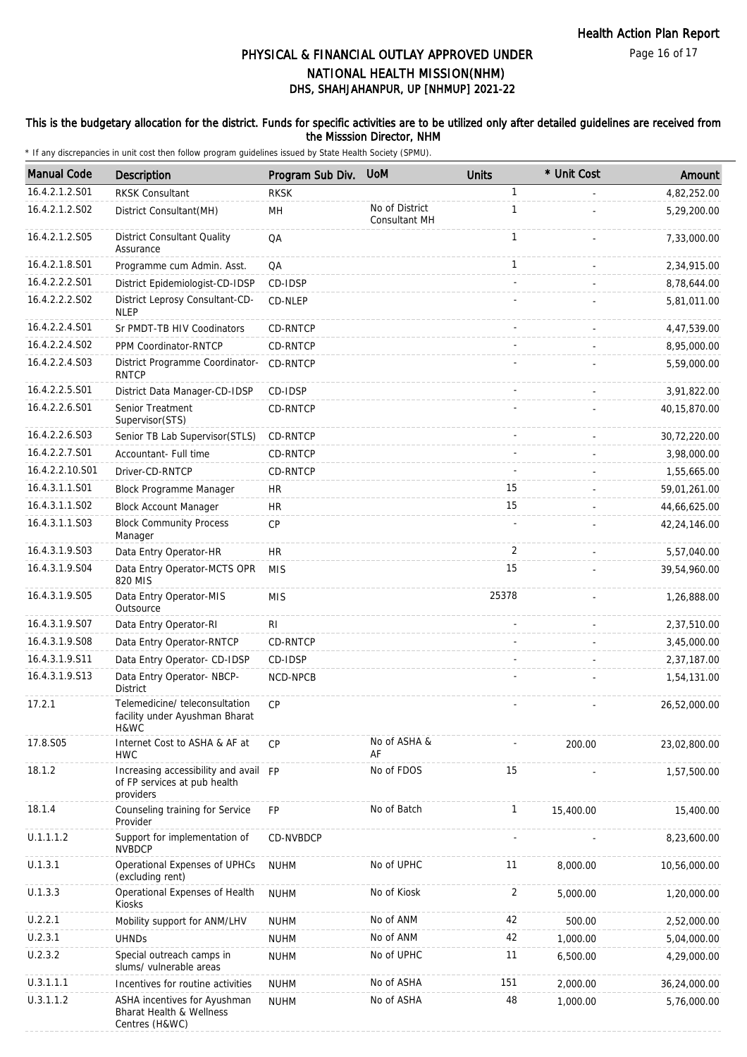# PHYSICAL & FINANCIAL OUTLAY APPROVED UNDER NATIONAL HEALTH MISSION(NHM)

## DHS, SHAHJAHANPUR, UP [NHMUP] 2021-22

### This is the budgetary allocation for the district. Funds for specific activities are to be utilized only after detailed guidelines are received from the Misssion Director, NHM

\* If any discrepancies in unit cost then follow program guidelines issued by State Health Society (SPMU).

| Manual Code | Description | Program Sub Div. | UoM | Units | * Unit Cost | Amount |
|---|---|---|---|---|---|---|
| 16.4.2.1.2.S01 | RKSK Consultant | RKSK | | 1 | - | 4,82,252.00 |
| 16.4.2.1.2.S02 | District Consultant(MH) | MH | No of District Consultant MH | 1 | - | 5,29,200.00 |
| 16.4.2.1.2.S05 | District Consultant Quality Assurance | QA | | 1 | - | 7,33,000.00 |
| 16.4.2.1.8.S01 | Programme cum Admin. Asst. | QA | | 1 | - | 2,34,915.00 |
| 16.4.2.2.2.S01 | District Epidemiologist-CD-IDSP | CD-IDSP | | - | - | 8,78,644.00 |
| 16.4.2.2.2.S02 | District Leprosy Consultant-CD-NLEP | CD-NLEP | | - | - | 5,81,011.00 |
| 16.4.2.2.4.S01 | Sr PMDT-TB HIV Coodinators | CD-RNTCP | | - | - | 4,47,539.00 |
| 16.4.2.2.4.S02 | PPM Coordinator-RNTCP | CD-RNTCP | | - | - | 8,95,000.00 |
| 16.4.2.2.4.S03 | District Programme Coordinator-RNTCP | CD-RNTCP | | - | - | 5,59,000.00 |
| 16.4.2.2.5.S01 | District Data Manager-CD-IDSP | CD-IDSP | | - | - | 3,91,822.00 |
| 16.4.2.2.6.S01 | Senior Treatment Supervisor(STS) | CD-RNTCP | | - | - | 40,15,870.00 |
| 16.4.2.2.6.S03 | Senior TB Lab Supervisor(STLS) | CD-RNTCP | | - | - | 30,72,220.00 |
| 16.4.2.2.7.S01 | Accountant- Full time | CD-RNTCP | | - | - | 3,98,000.00 |
| 16.4.2.2.10.S01 | Driver-CD-RNTCP | CD-RNTCP | | - | - | 1,55,665.00 |
| 16.4.3.1.1.S01 | Block Programme Manager | HR | | 15 | - | 59,01,261.00 |
| 16.4.3.1.1.S02 | Block Account Manager | HR | | 15 | - | 44,66,625.00 |
| 16.4.3.1.1.S03 | Block Community Process Manager | CP | | - | - | 42,24,146.00 |
| 16.4.3.1.9.S03 | Data Entry Operator-HR | HR | | 2 | - | 5,57,040.00 |
| 16.4.3.1.9.S04 | Data Entry Operator-MCTS OPR 820 MIS | MIS | | 15 | - | 39,54,960.00 |
| 16.4.3.1.9.S05 | Data Entry Operator-MIS Outsource | MIS | | 25378 | - | 1,26,888.00 |
| 16.4.3.1.9.S07 | Data Entry Operator-RI | RI | | - | - | 2,37,510.00 |
| 16.4.3.1.9.S08 | Data Entry Operator-RNTCP | CD-RNTCP | | - | - | 3,45,000.00 |
| 16.4.3.1.9.S11 | Data Entry Operator- CD-IDSP | CD-IDSP | | - | - | 2,37,187.00 |
| 16.4.3.1.9.S13 | Data Entry Operator- NBCP-District | NCD-NPCB | | - | - | 1,54,131.00 |
| 17.2.1 | Telemedicine/ teleconsultation facility under Ayushman Bharat H&WC | CP | | - | - | 26,52,000.00 |
| 17.8.S05 | Internet Cost to ASHA & AF at HWC | CP | No of ASHA & AF | - | 200.00 | 23,02,800.00 |
| 18.1.2 | Increasing accessibility and avail of FP services at pub health providers | FP | No of FDOS | 15 | - | 1,57,500.00 |
| 18.1.4 | Counseling training for Service Provider | FP | No of Batch | 1 | 15,400.00 | 15,400.00 |
| U.1.1.1.2 | Support for implementation of NVBDCP | CD-NVBDCP | | - | - | 8,23,600.00 |
| U.1.3.1 | Operational Expenses of UPHCs (excluding rent) | NUHM | No of UPHC | 11 | 8,000.00 | 10,56,000.00 |
| U.1.3.3 | Operational Expenses of Health Kiosks | NUHM | No of Kiosk | 2 | 5,000.00 | 1,20,000.00 |
| U.2.2.1 | Mobility support for ANM/LHV | NUHM | No of ANM | 42 | 500.00 | 2,52,000.00 |
| U.2.3.1 | UHNDs | NUHM | No of ANM | 42 | 1,000.00 | 5,04,000.00 |
| U.2.3.2 | Special outreach camps in slums/ vulnerable areas | NUHM | No of UPHC | 11 | 6,500.00 | 4,29,000.00 |
| U.3.1.1.1 | Incentives for routine activities | NUHM | No of ASHA | 151 | 2,000.00 | 36,24,000.00 |
| U.3.1.1.2 | ASHA incentives for Ayushman Bharat Health & Wellness Centres (H&WC) | NUHM | No of ASHA | 48 | 1,000.00 | 5,76,000.00 |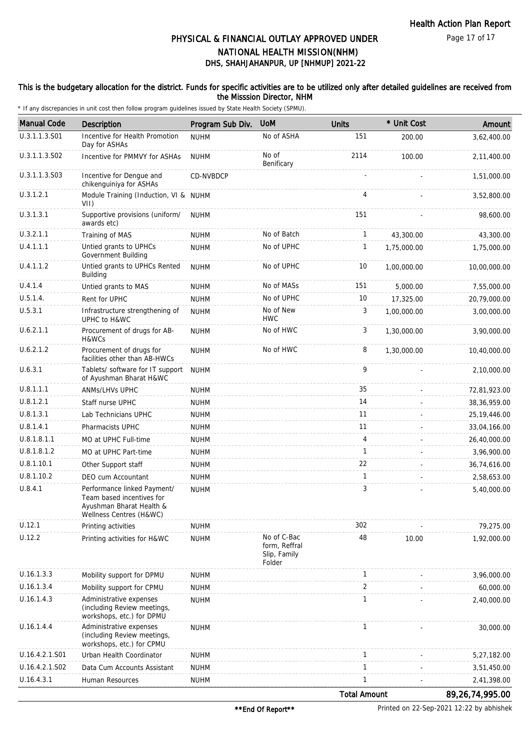# PHYSICAL & FINANCIAL OUTLAY APPROVED UNDER NATIONAL HEALTH MISSION(NHM)

## DHS, SHAHJAHANPUR, UP [NHMUP] 2021-22

**This is the budgetary allocation for the district. Funds for specific activities are to be utilized only after detailed guidelines are received from the Misssion Director, NHM**

\* If any discrepancies in unit cost then follow program guidelines issued by State Health Society (SPMU).

| Manual Code | Description | Program Sub Div. | UoM | Units | * Unit Cost | Amount |
|---|---|---|---|---|---|---|
| U.3.1.1.3.S01 | Incentive for Health Promotion Day for ASHAs | NUHM | No of ASHA | 151 | 200.00 | 3,62,400.00 |
| U.3.1.1.3.S02 | Incentive for PMMVY for ASHAs | NUHM | No of Benificary | 2114 | 100.00 | 2,11,400.00 |
| U.3.1.1.3.S03 | Incentive for Dengue and chikenguiniya for ASHAs | CD-NVBDCP | | - | - | 1,51,000.00 |
| U.3.1.2.1 | Module Training (Induction, VI & VII) | NUHM | | 4 | - | 3,52,800.00 |
| U.3.1.3.1 | Supportive provisions (uniform/ awards etc) | NUHM | | 151 | - | 98,600.00 |
| U.3.2.1.1 | Training of MAS | NUHM | No of Batch | 1 | 43,300.00 | 43,300.00 |
| U.4.1.1.1 | Untied grants to UPHCs Government Building | NUHM | No of UPHC | 1 | 1,75,000.00 | 1,75,000.00 |
| U.4.1.1.2 | Untied grants to UPHCs Rented Building | NUHM | No of UPHC | 10 | 1,00,000.00 | 10,00,000.00 |
| U.4.1.4 | Untied grants to MAS | NUHM | No of MASs | 151 | 5,000.00 | 7,55,000.00 |
| U.5.1.4. | Rent for UPHC | NUHM | No of UPHC | 10 | 17,325.00 | 20,79,000.00 |
| U.5.3.1 | Infrastructure strengthening of UPHC to H&WC | NUHM | No of New HWC | 3 | 1,00,000.00 | 3,00,000.00 |
| U.6.2.1.1 | Procurement of drugs for AB-H&WCs | NUHM | No of HWC | 3 | 1,30,000.00 | 3,90,000.00 |
| U.6.2.1.2 | Procurement of drugs for facilities other than AB-HWCs | NUHM | No of HWC | 8 | 1,30,000.00 | 10,40,000.00 |
| U.6.3.1 | Tablets/ software for IT support of Ayushman Bharat H&WC | NUHM | | 9 | - | 2,10,000.00 |
| U.8.1.1.1 | ANMs/LHVs UPHC | NUHM | | 35 | - | 72,81,923.00 |
| U.8.1.2.1 | Staff nurse UPHC | NUHM | | 14 | - | 38,36,959.00 |
| U.8.1.3.1 | Lab Technicians UPHC | NUHM | | 11 | - | 25,19,446.00 |
| U.8.1.4.1 | Pharmacists UPHC | NUHM | | 11 | - | 33,04,166.00 |
| U.8.1.8.1.1 | MO at UPHC Full-time | NUHM | | 4 | - | 26,40,000.00 |
| U.8.1.8.1.2 | MO at UPHC Part-time | NUHM | | 1 | - | 3,96,900.00 |
| U.8.1.10.1 | Other Support staff | NUHM | | 22 | - | 36,74,616.00 |
| U.8.1.10.2 | DEO cum Accountant | NUHM | | 1 | - | 2,58,653.00 |
| U.8.4.1 | Performance linked Payment/ Team based incentives for Ayushman Bharat Health & Wellness Centres (H&WC) | NUHM | | 3 | - | 5,40,000.00 |
| U.12.1 | Printing activities | NUHM | | 302 | - | 79,275.00 |
| U.12.2 | Printing activities for H&WC | NUHM | No of C-Bac form, Reffral Slip, Family Folder | 48 | 10.00 | 1,92,000.00 |
| U.16.1.3.3 | Mobility support for DPMU | NUHM | | 1 | - | 3,96,000.00 |
| U.16.1.3.4 | Mobility support for CPMU | NUHM | | 2 | - | 60,000.00 |
| U.16.1.4.3 | Administrative expenses (including Review meetings, workshops, etc.) for DPMU | NUHM | | 1 | - | 2,40,000.00 |
| U.16.1.4.4 | Administrative expenses (including Review meetings, workshops, etc.) for CPMU | NUHM | | 1 | - | 30,000.00 |
| U.16.4.2.1.S01 | Urban Health Coordinator | NUHM | | 1 | - | 5,27,182.00 |
| U.16.4.2.1.S02 | Data Cum Accounts Assistant | NUHM | | 1 | - | 3,51,450.00 |
| U.16.4.3.1 | Human Resources | NUHM | | 1 | - | 2,41,398.00 |
| | | | | **Total Amount** | | **89,26,74,995.00** |

\*\*End Of Report\*\*

Printed on 22-Sep-2021 12:22 by abhishek